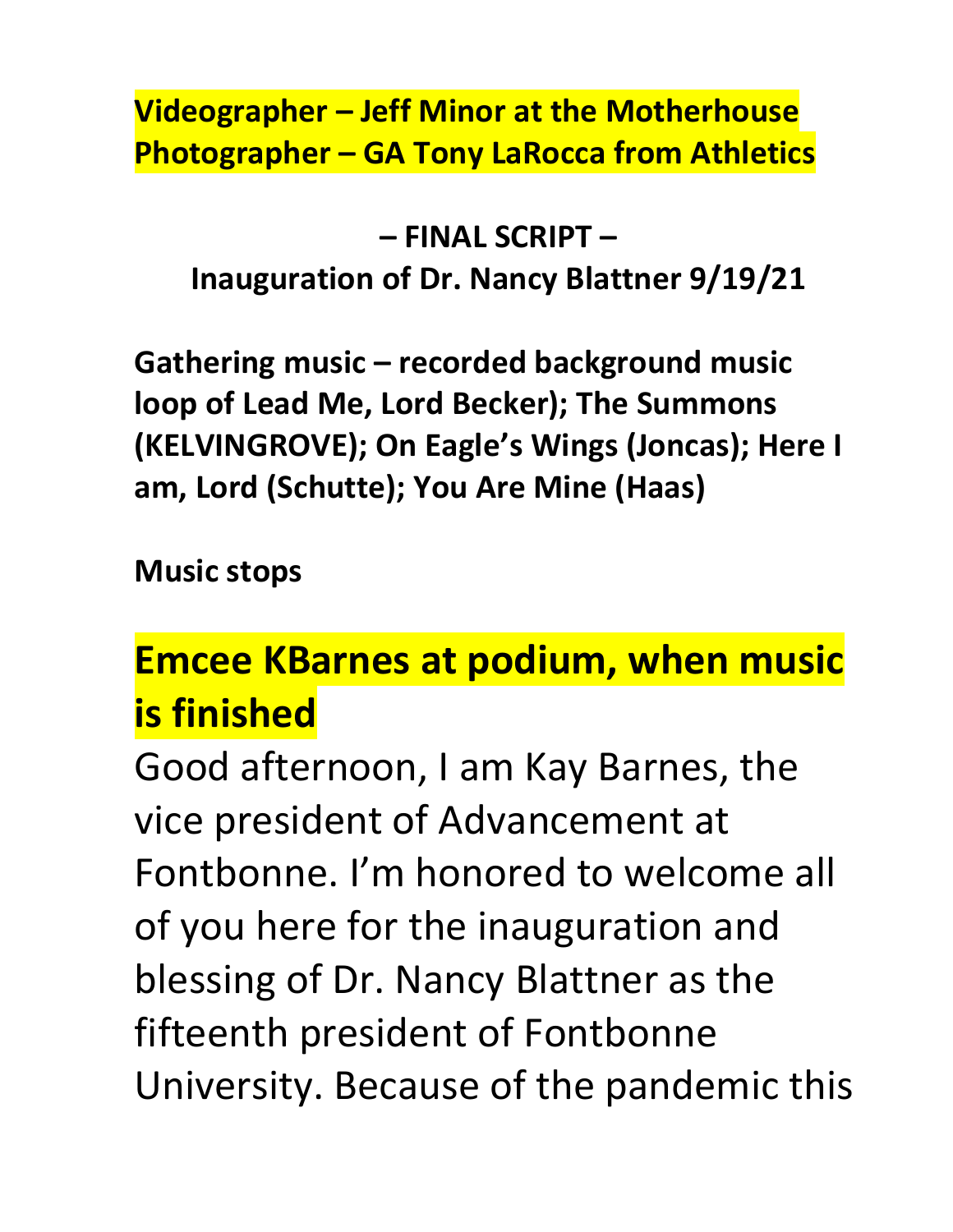**Videographer – Jeff Minor at the Motherhouse**
**Photographer – GA Tony LaRocca from Athletics**

**– FINAL SCRIPT –**
**Inauguration of Dr. Nancy Blattner 9/19/21**

**Gathering music – recorded background music loop of Lead Me, Lord Becker); The Summons (KELVINGROVE); On Eagle's Wings (Joncas); Here I am, Lord (Schutte); You Are Mine (Haas)**

**Music stops**

## Emcee KBarnes at podium, when music is finished

Good afternoon, I am Kay Barnes, the vice president of Advancement at Fontbonne. I'm honored to welcome all of you here for the inauguration and blessing of Dr. Nancy Blattner as the fifteenth president of Fontbonne University. Because of the pandemic this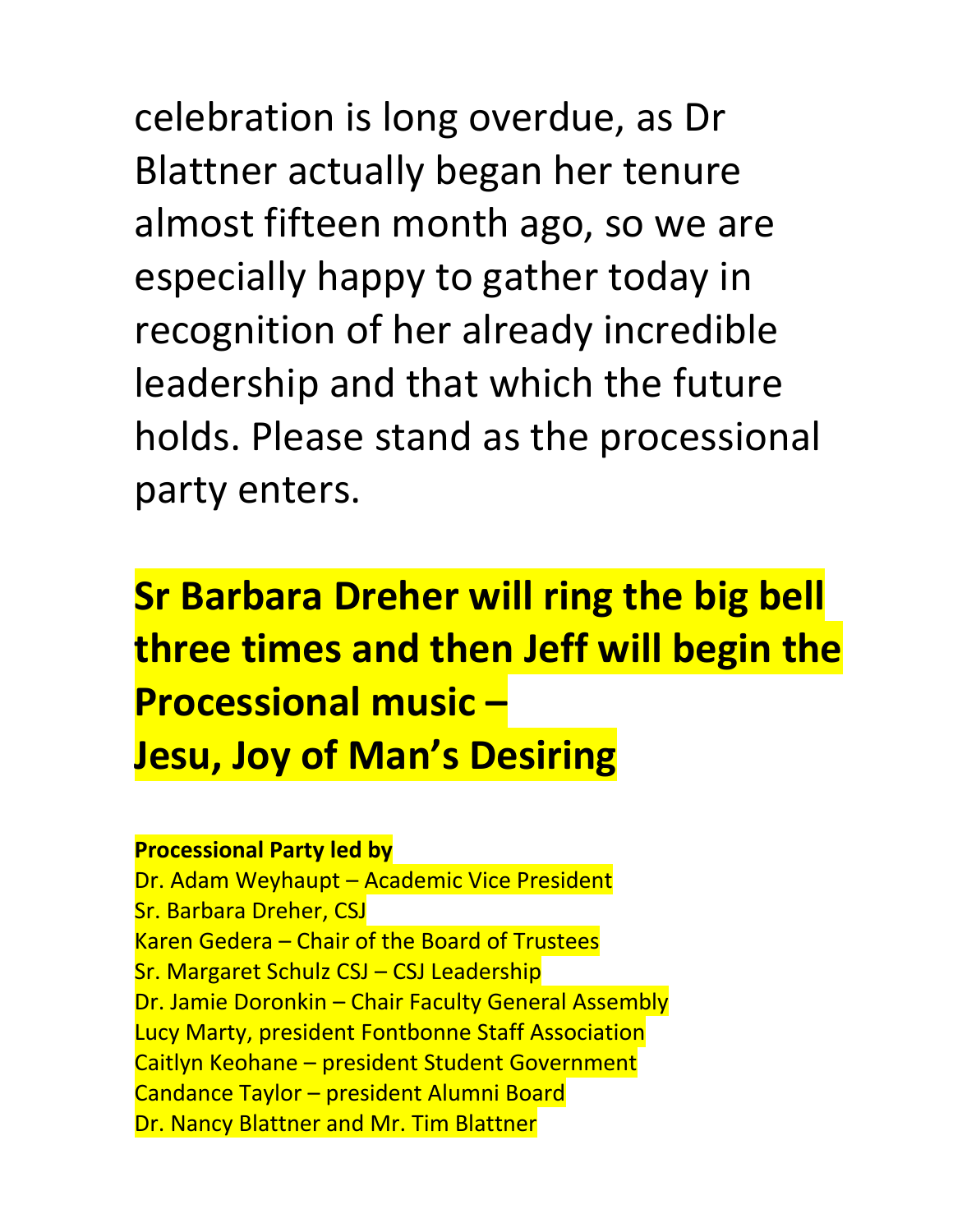celebration is long overdue, as Dr Blattner actually began her tenure almost fifteen month ago, so we are especially happy to gather today in recognition of her already incredible leadership and that which the future holds. Please stand as the processional party enters.

**Sr Barbara Dreher will ring the big bell three times and then Jeff will begin the Processional music –**
**Jesu, Joy of Man's Desiring**

**Processional Party led by**
Dr. Adam Weyhaupt – Academic Vice President
Sr. Barbara Dreher, CSJ
Karen Gedera – Chair of the Board of Trustees
Sr. Margaret Schulz CSJ – CSJ Leadership
Dr. Jamie Doronkin – Chair Faculty General Assembly
Lucy Marty, president Fontbonne Staff Association
Caitlyn Keohane – president Student Government
Candance Taylor – president Alumni Board
Dr. Nancy Blattner and Mr. Tim Blattner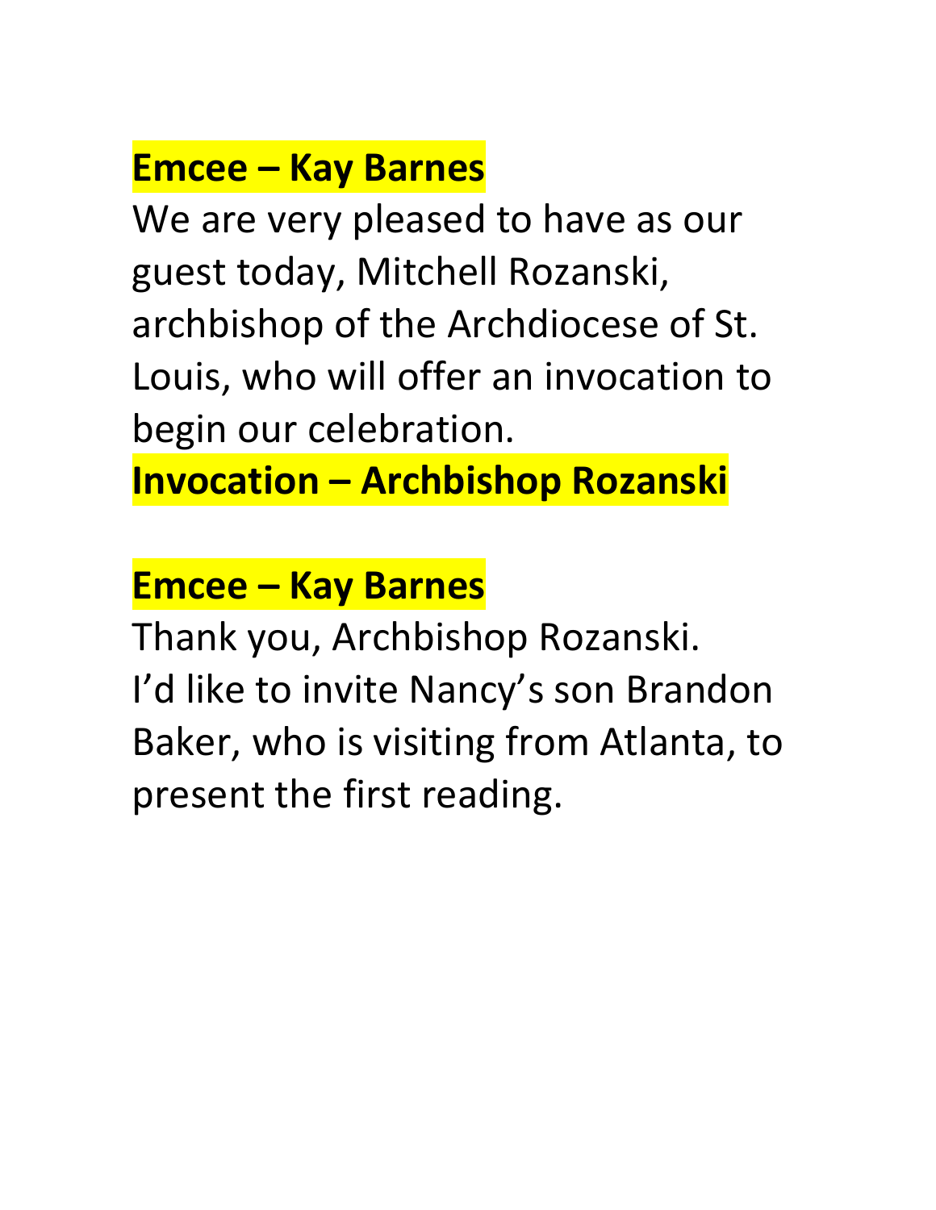**Emcee – Kay Barnes**

We are very pleased to have as our guest today, Mitchell Rozanski, archbishop of the Archdiocese of St. Louis, who will offer an invocation to begin our celebration.

**Invocation – Archbishop Rozanski**

**Emcee – Kay Barnes**

Thank you, Archbishop Rozanski. I'd like to invite Nancy's son Brandon Baker, who is visiting from Atlanta, to present the first reading.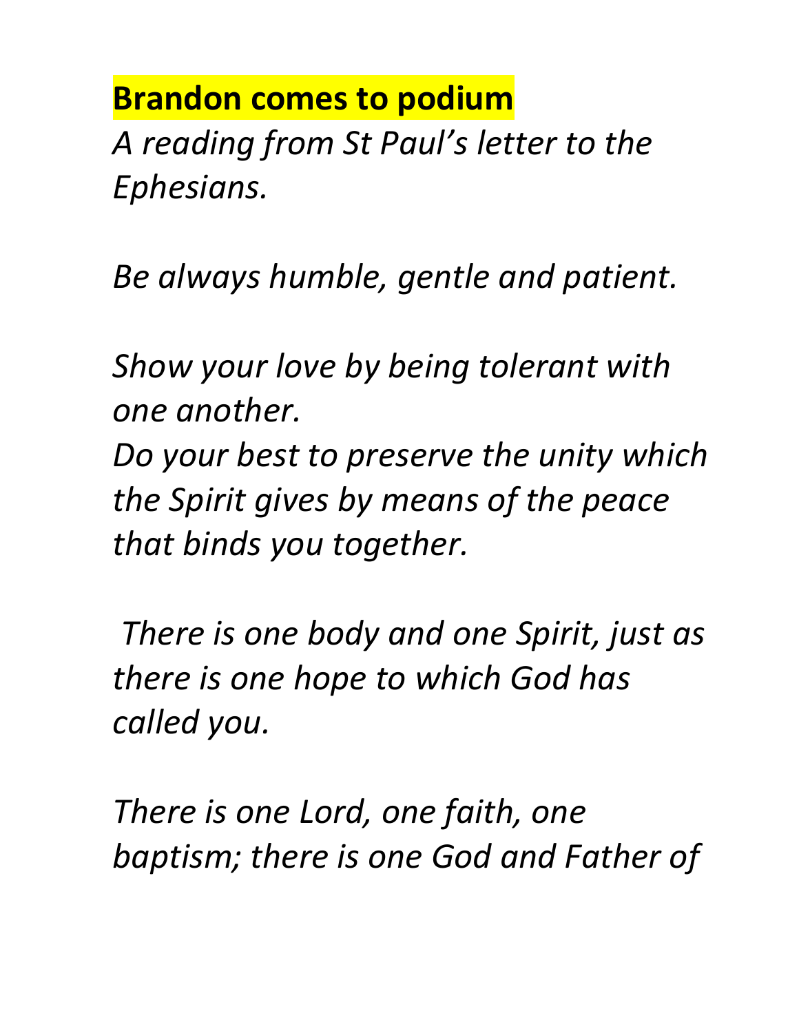**Brandon comes to podium**

*A reading from St Paul's letter to the Ephesians.*

*Be always humble, gentle and patient.*

*Show your love by being tolerant with one another.*
*Do your best to preserve the unity which the Spirit gives by means of the peace that binds you together.*

*There is one body and one Spirit, just as there is one hope to which God has called you.*

*There is one Lord, one faith, one baptism; there is one God and Father of*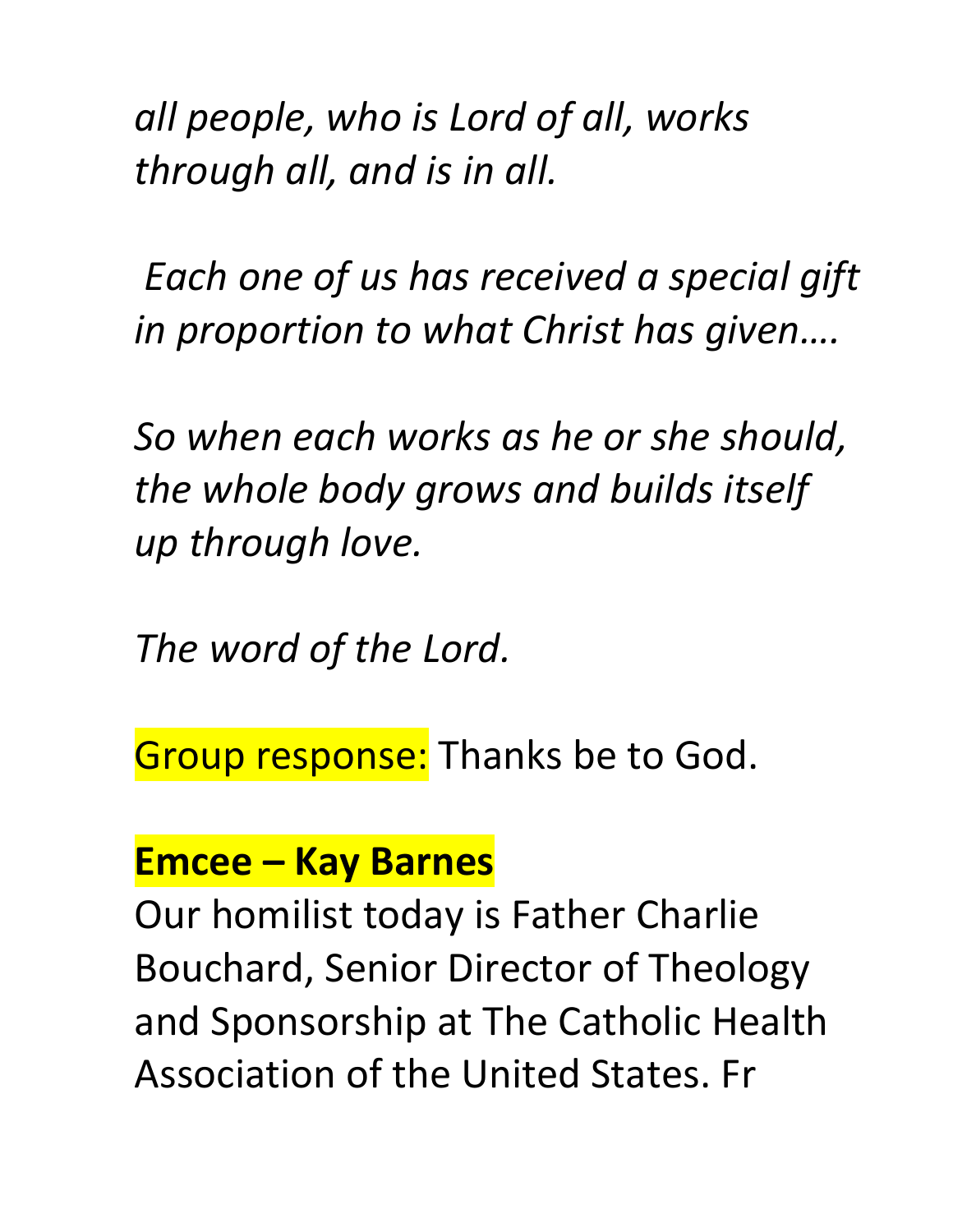*all people, who is Lord of all, works through all, and is in all.*

*Each one of us has received a special gift in proportion to what Christ has given….*

*So when each works as he or she should, the whole body grows and builds itself up through love.*

*The word of the Lord.*

Group response: Thanks be to God.

**Emcee – Kay Barnes**

Our homilist today is Father Charlie Bouchard, Senior Director of Theology and Sponsorship at The Catholic Health Association of the United States. Fr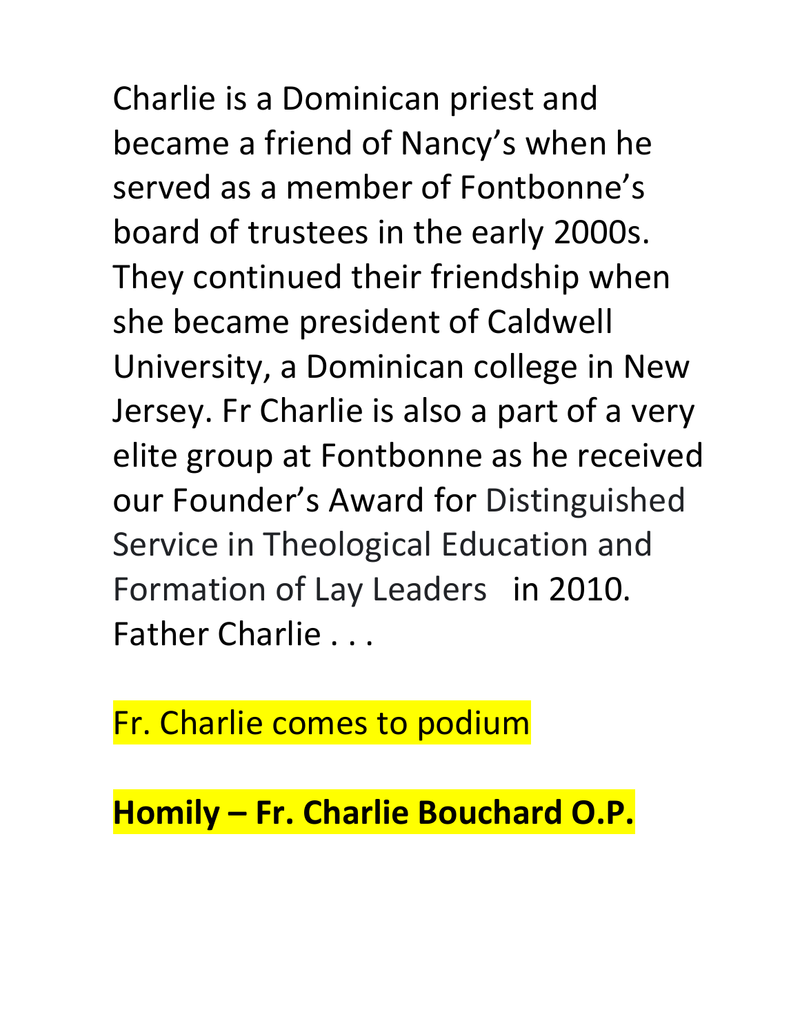Charlie is a Dominican priest and became a friend of Nancy's when he served as a member of Fontbonne's board of trustees in the early 2000s. They continued their friendship when she became president of Caldwell University, a Dominican college in New Jersey. Fr Charlie is also a part of a very elite group at Fontbonne as he received our Founder's Award for Distinguished Service in Theological Education and Formation of Lay Leaders in 2010. Father Charlie . . .

Fr. Charlie comes to podium

**Homily – Fr. Charlie Bouchard O.P.**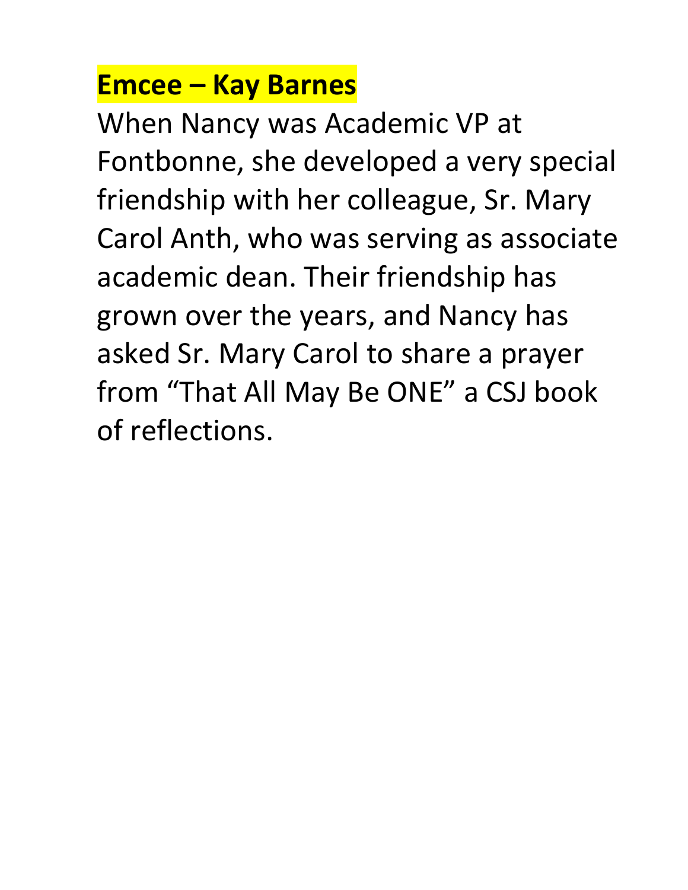**Emcee – Kay Barnes**

When Nancy was Academic VP at Fontbonne, she developed a very special friendship with her colleague, Sr. Mary Carol Anth, who was serving as associate academic dean. Their friendship has grown over the years, and Nancy has asked Sr. Mary Carol to share a prayer from "That All May Be ONE" a CSJ book of reflections.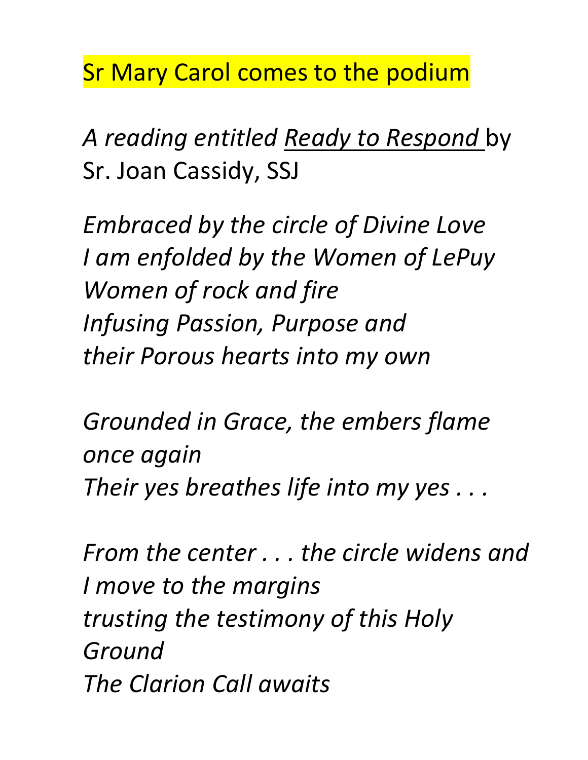Sr Mary Carol comes to the podium

*A reading entitled* Ready to Respond by Sr. Joan Cassidy, SSJ

*Embraced by the circle of Divine Love*
*I am enfolded by the Women of LePuy*
*Women of rock and fire*
*Infusing Passion, Purpose and*
*their Porous hearts into my own*

*Grounded in Grace, the embers flame once again*
*Their yes breathes life into my yes . . .*

*From the center . . . the circle widens and*
*I move to the margins*
*trusting the testimony of this Holy Ground*
*The Clarion Call awaits*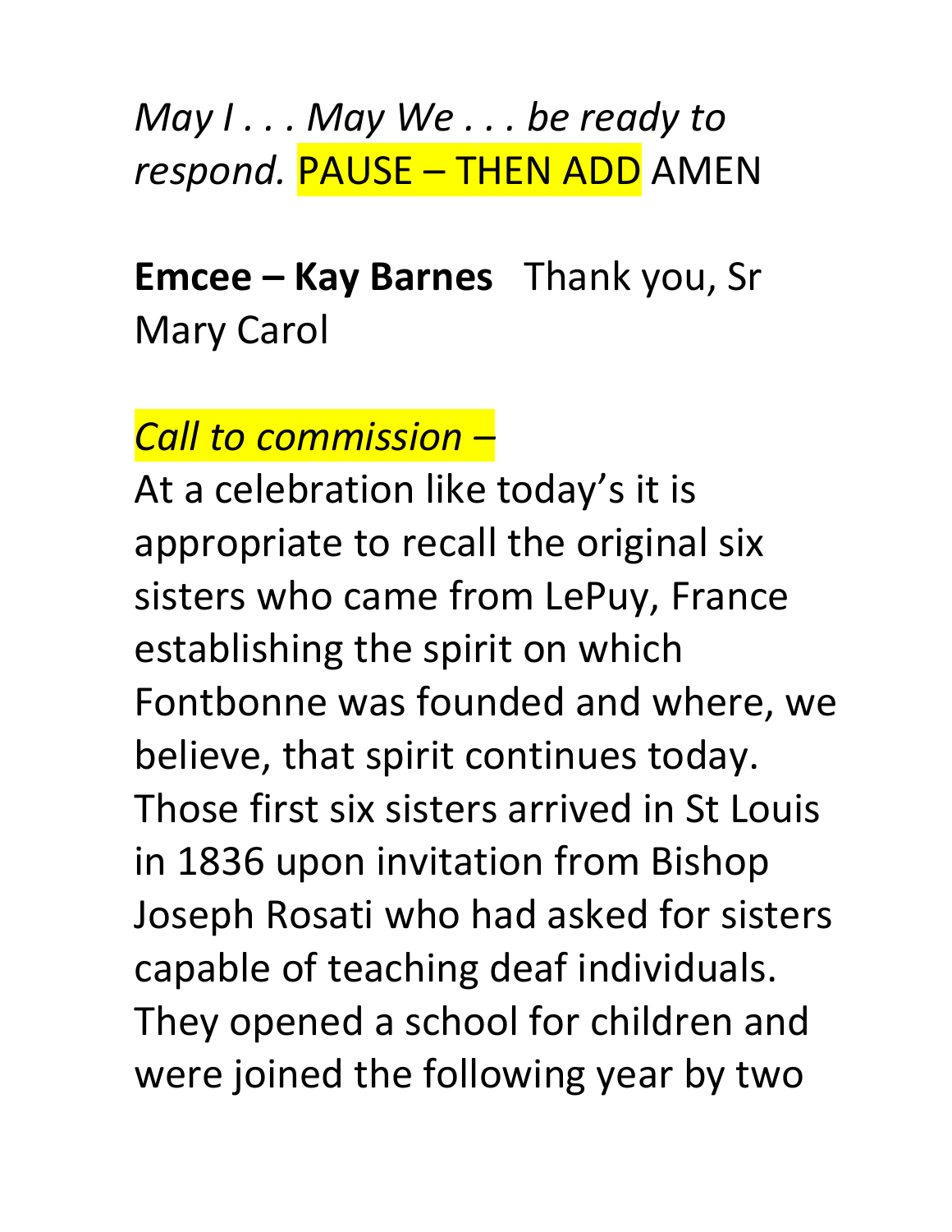*May I . . . May We . . . be ready to respond.* PAUSE – THEN ADD AMEN

**Emcee – Kay Barnes** Thank you, Sr Mary Carol

*Call to commission –*

At a celebration like today's it is appropriate to recall the original six sisters who came from LePuy, France establishing the spirit on which Fontbonne was founded and where, we believe, that spirit continues today. Those first six sisters arrived in St Louis in 1836 upon invitation from Bishop Joseph Rosati who had asked for sisters capable of teaching deaf individuals. They opened a school for children and were joined the following year by two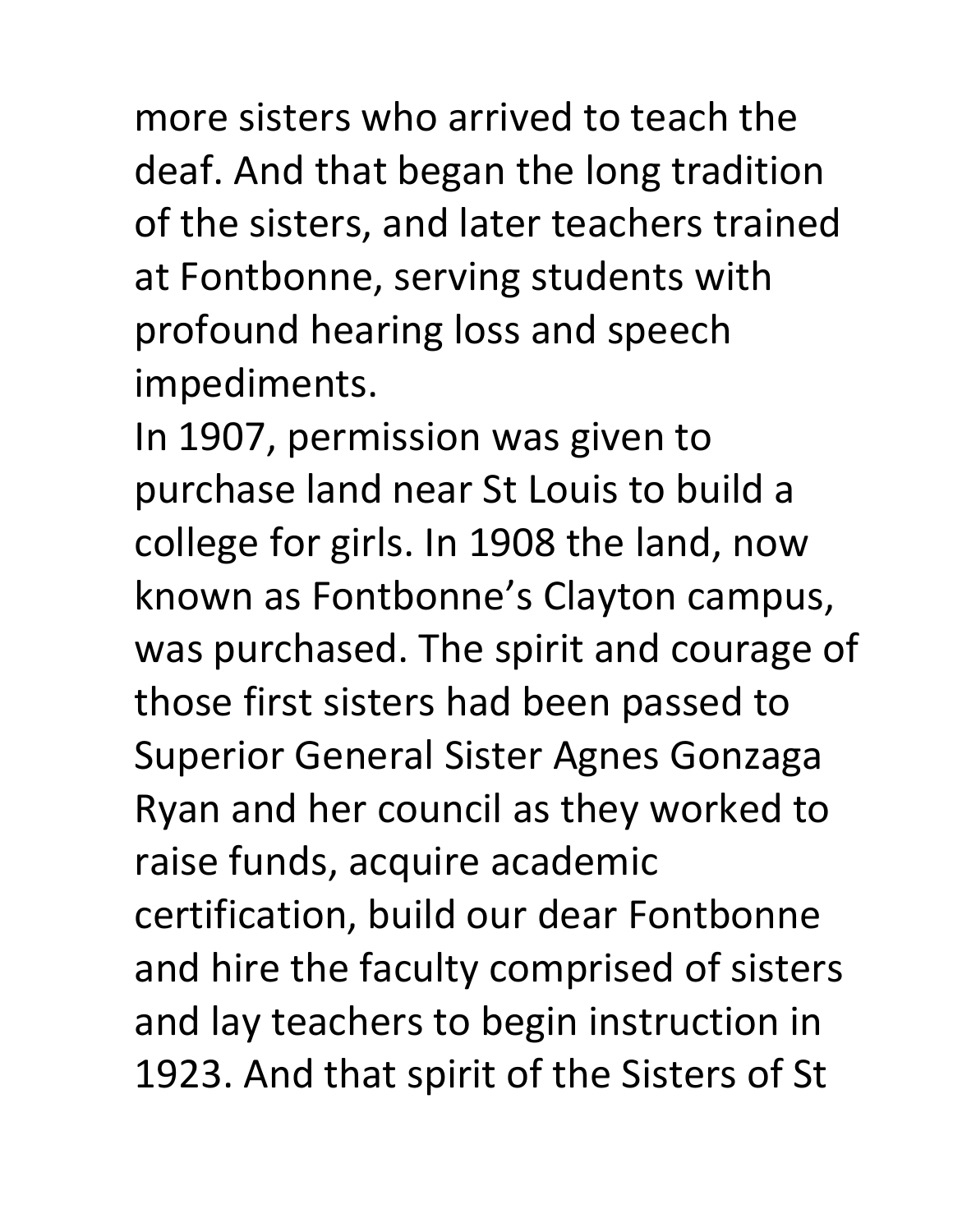more sisters who arrived to teach the deaf. And that began the long tradition of the sisters, and later teachers trained at Fontbonne, serving students with profound hearing loss and speech impediments.

In 1907, permission was given to purchase land near St Louis to build a college for girls. In 1908 the land, now known as Fontbonne's Clayton campus, was purchased. The spirit and courage of those first sisters had been passed to Superior General Sister Agnes Gonzaga Ryan and her council as they worked to raise funds, acquire academic certification, build our dear Fontbonne and hire the faculty comprised of sisters and lay teachers to begin instruction in 1923. And that spirit of the Sisters of St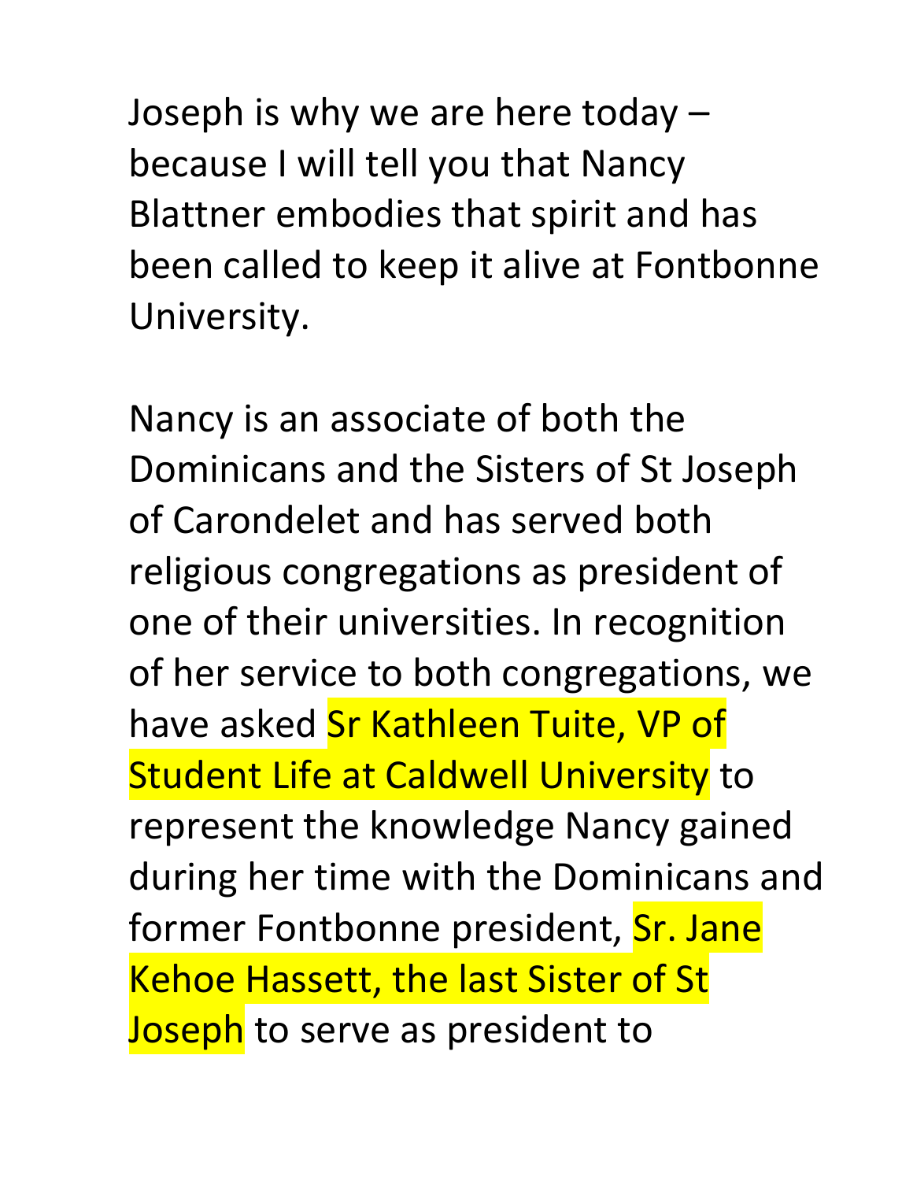Joseph is why we are here today – because I will tell you that Nancy Blattner embodies that spirit and has been called to keep it alive at Fontbonne University.

Nancy is an associate of both the Dominicans and the Sisters of St Joseph of Carondelet and has served both religious congregations as president of one of their universities. In recognition of her service to both congregations, we have asked Sr Kathleen Tuite, VP of Student Life at Caldwell University to represent the knowledge Nancy gained during her time with the Dominicans and former Fontbonne president, Sr. Jane Kehoe Hassett, the last Sister of St Joseph to serve as president to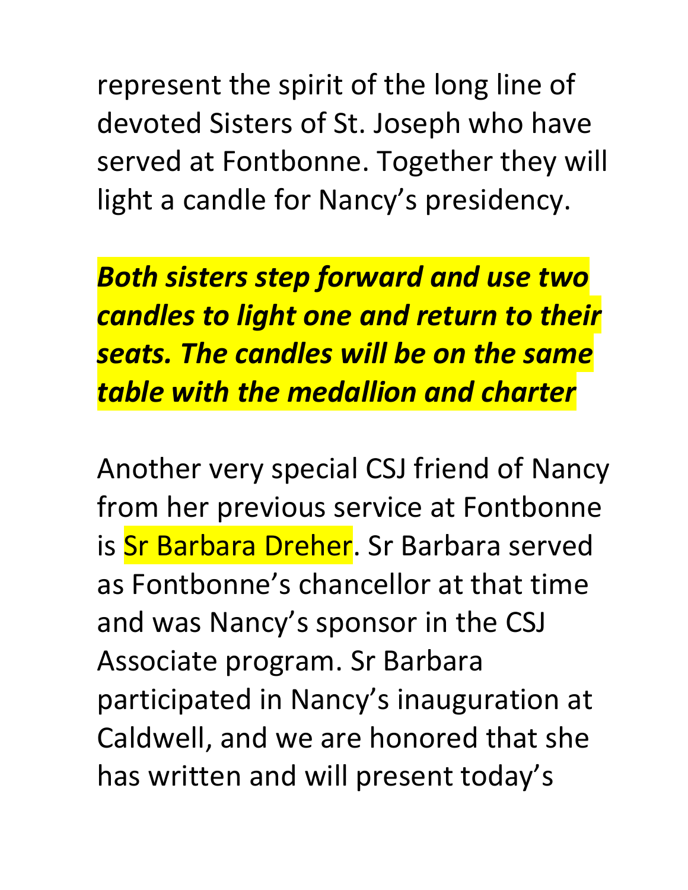represent the spirit of the long line of devoted Sisters of St. Joseph who have served at Fontbonne. Together they will light a candle for Nancy's presidency.

***Both sisters step forward and use two candles to light one and return to their seats. The candles will be on the same table with the medallion and charter***

Another very special CSJ friend of Nancy from her previous service at Fontbonne is Sr Barbara Dreher. Sr Barbara served as Fontbonne's chancellor at that time and was Nancy's sponsor in the CSJ Associate program. Sr Barbara participated in Nancy's inauguration at Caldwell, and we are honored that she has written and will present today's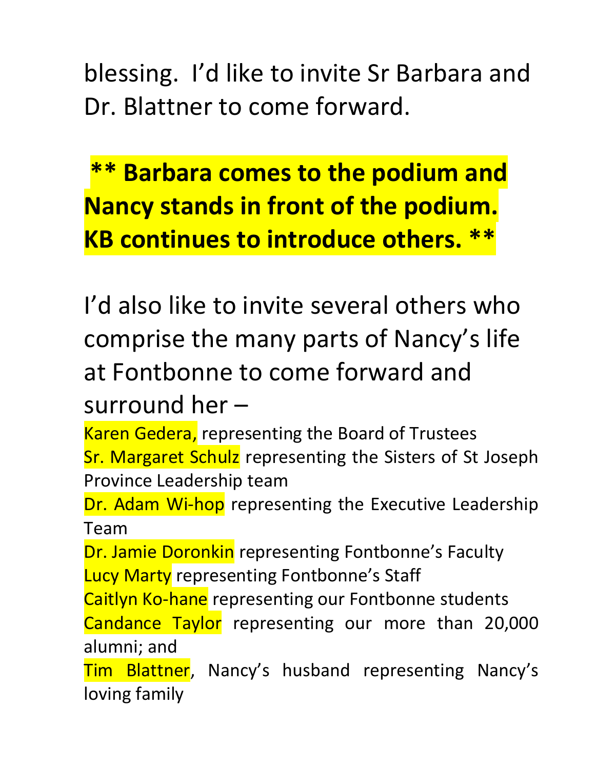blessing. I'd like to invite Sr Barbara and Dr. Blattner to come forward.

**** Barbara comes to the podium and Nancy stands in front of the podium. KB continues to introduce others. ****

I'd also like to invite several others who comprise the many parts of Nancy's life at Fontbonne to come forward and surround her –

Karen Gedera, representing the Board of Trustees
Sr. Margaret Schulz representing the Sisters of St Joseph Province Leadership team
Dr. Adam Wi-hop representing the Executive Leadership Team
Dr. Jamie Doronkin representing Fontbonne's Faculty
Lucy Marty representing Fontbonne's Staff
Caitlyn Ko-hane representing our Fontbonne students
Candance Taylor representing our more than 20,000 alumni; and
Tim Blattner, Nancy's husband representing Nancy's loving family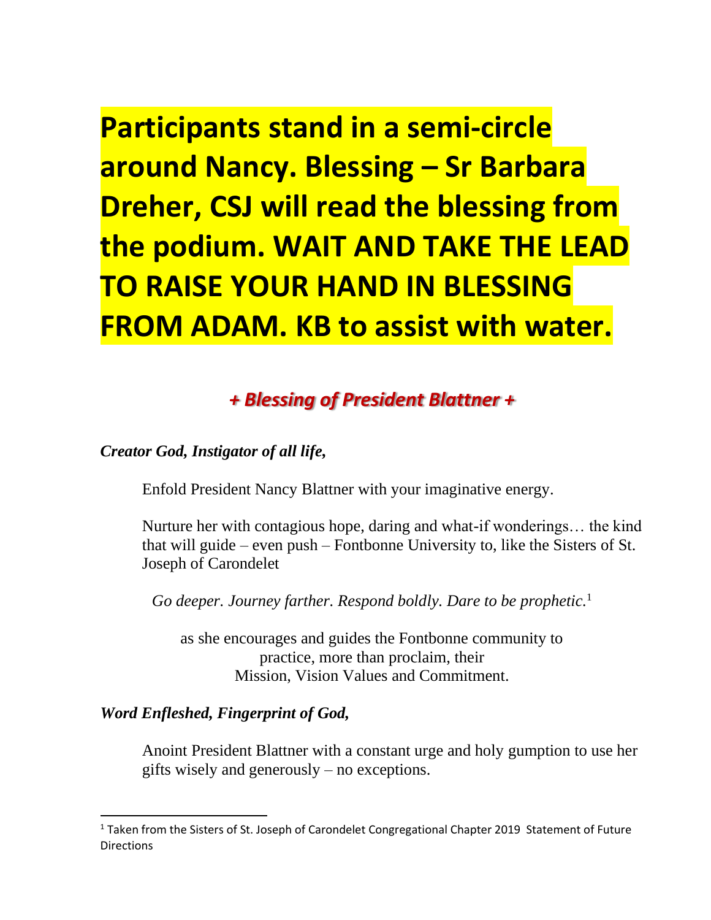**Participants stand in a semi-circle around Nancy. Blessing – Sr Barbara Dreher, CSJ will read the blessing from the podium. WAIT AND TAKE THE LEAD TO RAISE YOUR HAND IN BLESSING FROM ADAM. KB to assist with water.**

## *+ Blessing of President Blattner +*

***Creator God, Instigator of all life,***

Enfold President Nancy Blattner with your imaginative energy.

Nurture her with contagious hope, daring and what-if wonderings… the kind that will guide – even push – Fontbonne University to, like the Sisters of St. Joseph of Carondelet

*Go deeper. Journey farther. Respond boldly. Dare to be prophetic.*[1]

as she encourages and guides the Fontbonne community to practice, more than proclaim, their Mission, Vision Values and Commitment.

***Word Enfleshed, Fingerprint of God,***

Anoint President Blattner with a constant urge and holy gumption to use her gifts wisely and generously – no exceptions.

---

[1] Taken from the Sisters of St. Joseph of Carondelet Congregational Chapter 2019 Statement of Future Directions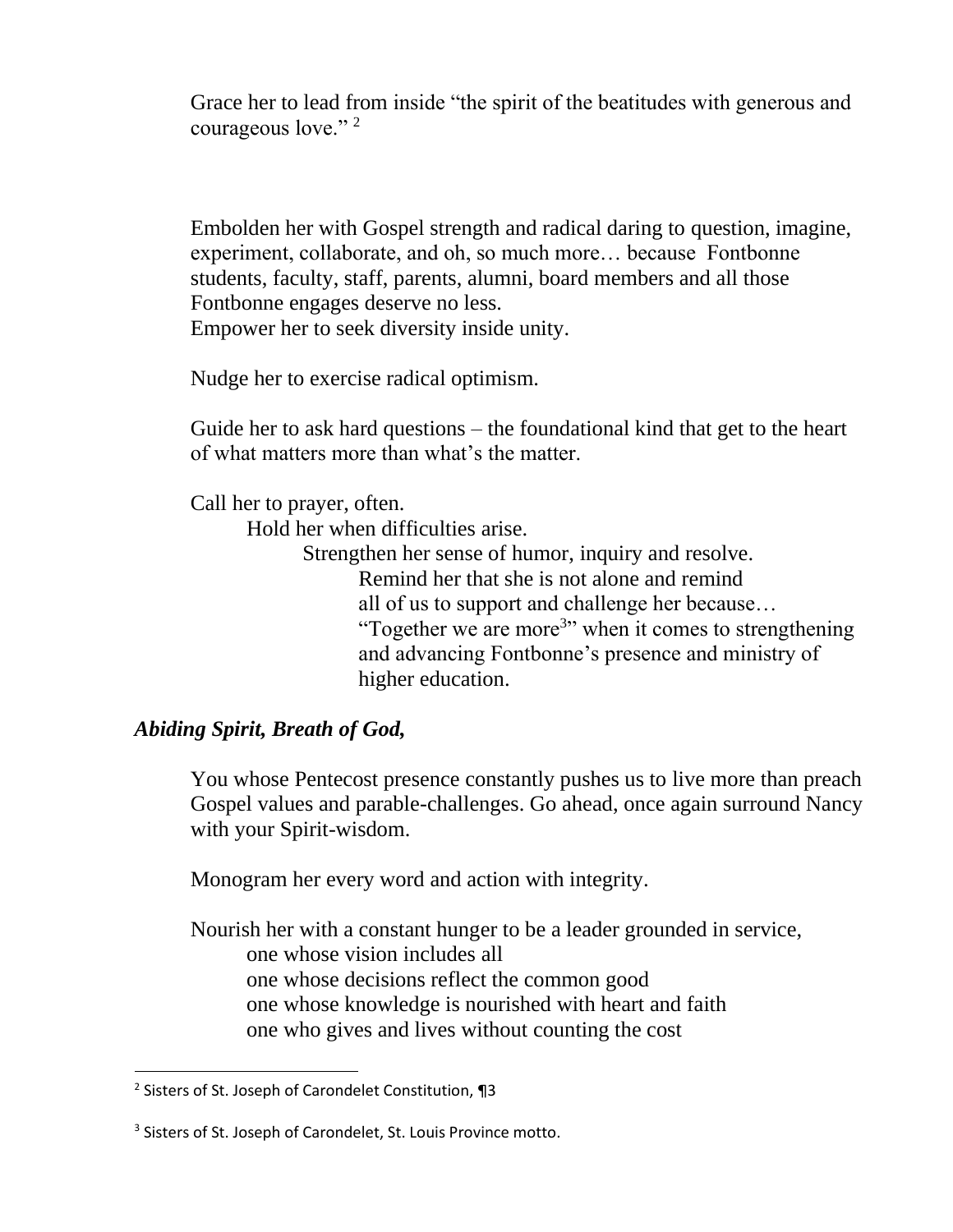Grace her to lead from inside "the spirit of the beatitudes with generous and courageous love." [2]

Embolden her with Gospel strength and radical daring to question, imagine, experiment, collaborate, and oh, so much more… because Fontbonne students, faculty, staff, parents, alumni, board members and all those Fontbonne engages deserve no less.
Empower her to seek diversity inside unity.

Nudge her to exercise radical optimism.

Guide her to ask hard questions – the foundational kind that get to the heart of what matters more than what's the matter.

Call her to prayer, often.
Hold her when difficulties arise.
Strengthen her sense of humor, inquiry and resolve.
Remind her that she is not alone and remind all of us to support and challenge her because…
"Together we are more[3]" when it comes to strengthening and advancing Fontbonne's presence and ministry of higher education.

***Abiding Spirit, Breath of God,***

You whose Pentecost presence constantly pushes us to live more than preach Gospel values and parable-challenges. Go ahead, once again surround Nancy with your Spirit-wisdom.

Monogram her every word and action with integrity.

Nourish her with a constant hunger to be a leader grounded in service,
one whose vision includes all
one whose decisions reflect the common good
one whose knowledge is nourished with heart and faith
one who gives and lives without counting the cost

---

[2] Sisters of St. Joseph of Carondelet Constitution, ¶3

[3] Sisters of St. Joseph of Carondelet, St. Louis Province motto.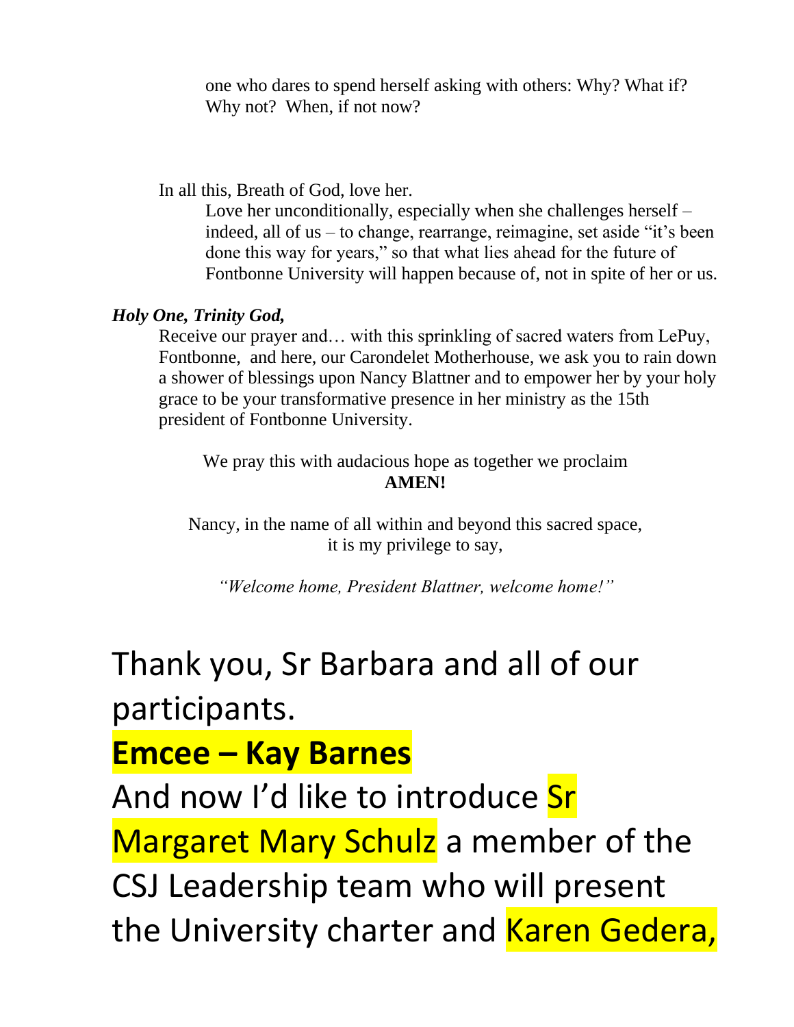one who dares to spend herself asking with others: Why? What if? Why not? When, if not now?

In all this, Breath of God, love her.

Love her unconditionally, especially when she challenges herself – indeed, all of us – to change, rearrange, reimagine, set aside "it's been done this way for years," so that what lies ahead for the future of Fontbonne University will happen because of, not in spite of her or us.

***Holy One, Trinity God,***

Receive our prayer and… with this sprinkling of sacred waters from LePuy, Fontbonne, and here, our Carondelet Motherhouse, we ask you to rain down a shower of blessings upon Nancy Blattner and to empower her by your holy grace to be your transformative presence in her ministry as the 15th president of Fontbonne University.

We pray this with audacious hope as together we proclaim
**AMEN!**

Nancy, in the name of all within and beyond this sacred space, it is my privilege to say,

*"Welcome home, President Blattner, welcome home!"*

Thank you, Sr Barbara and all of our participants.

**Emcee – Kay Barnes**

And now I'd like to introduce Sr Margaret Mary Schulz a member of the CSJ Leadership team who will present the University charter and Karen Gedera,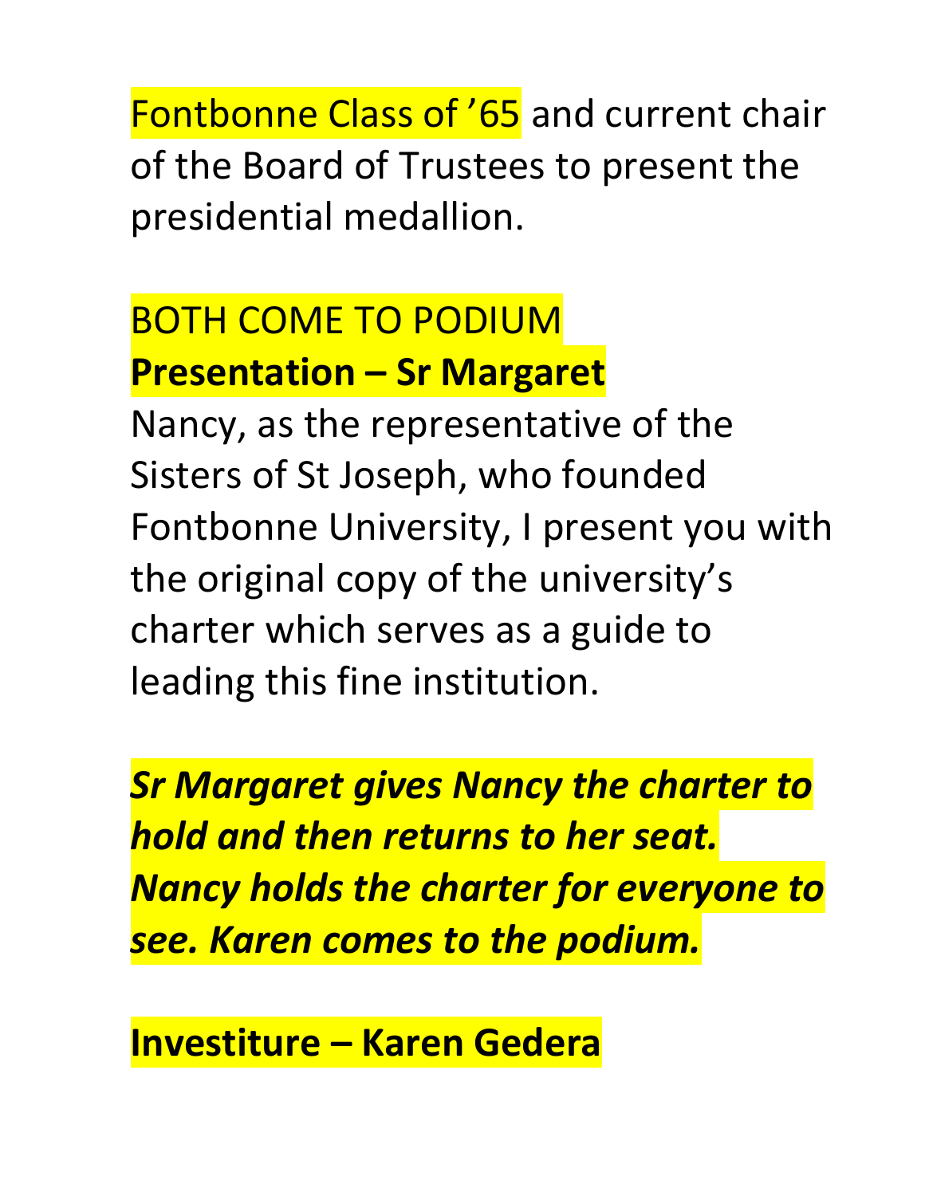Fontbonne Class of ’65 and current chair of the Board of Trustees to present the presidential medallion.

BOTH COME TO PODIUM

**Presentation – Sr Margaret**

Nancy, as the representative of the Sisters of St Joseph, who founded Fontbonne University, I present you with the original copy of the university’s charter which serves as a guide to leading this fine institution.

***Sr Margaret gives Nancy the charter to hold and then returns to her seat. Nancy holds the charter for everyone to see. Karen comes to the podium.***

**Investiture – Karen Gedera**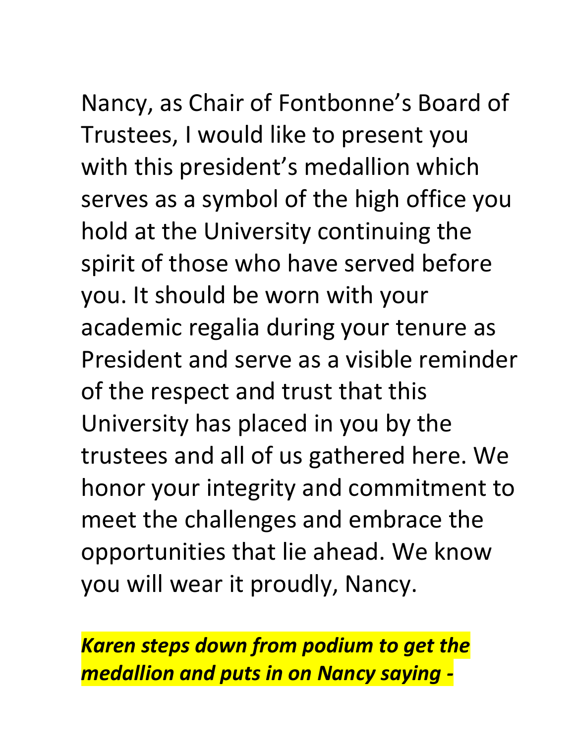Nancy, as Chair of Fontbonne's Board of Trustees, I would like to present you with this president's medallion which serves as a symbol of the high office you hold at the University continuing the spirit of those who have served before you. It should be worn with your academic regalia during your tenure as President and serve as a visible reminder of the respect and trust that this University has placed in you by the trustees and all of us gathered here. We honor your integrity and commitment to meet the challenges and embrace the opportunities that lie ahead. We know you will wear it proudly, Nancy.

***Karen steps down from podium to get the medallion and puts in on Nancy saying -***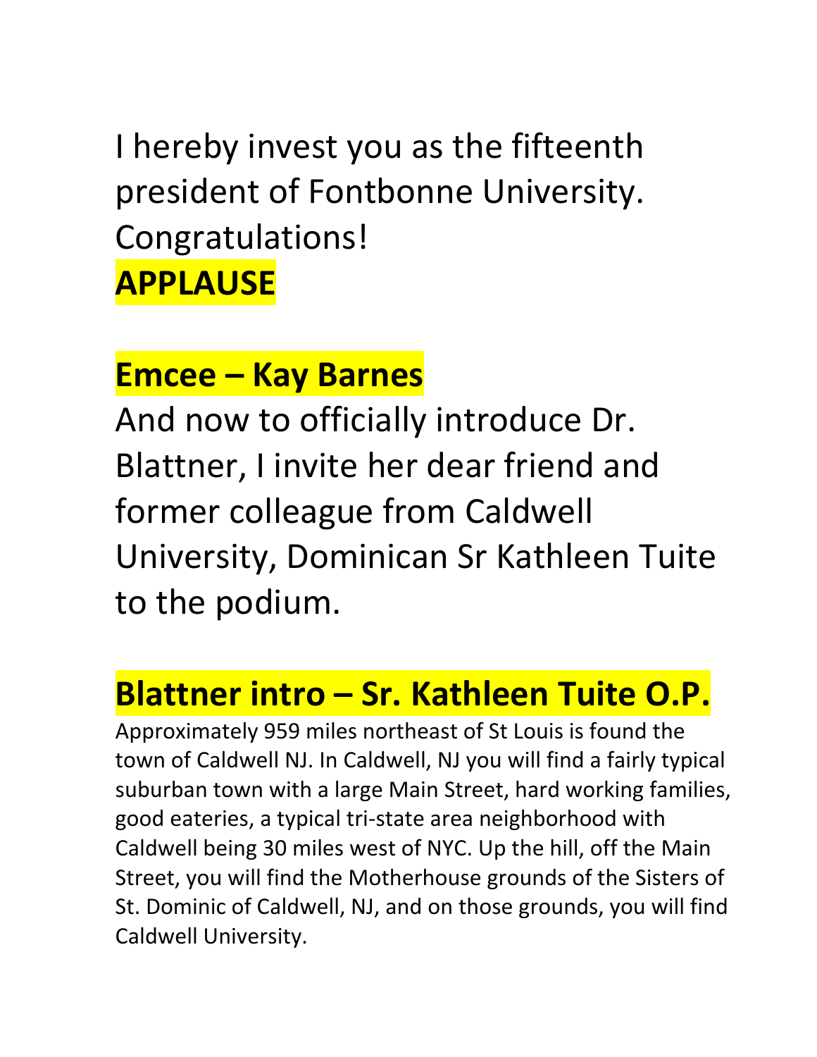I hereby invest you as the fifteenth president of Fontbonne University. Congratulations!

**APPLAUSE**

## Emcee – Kay Barnes

And now to officially introduce Dr. Blattner, I invite her dear friend and former colleague from Caldwell University, Dominican Sr Kathleen Tuite to the podium.

## Blattner intro – Sr. Kathleen Tuite O.P.

Approximately 959 miles northeast of St Louis is found the town of Caldwell NJ. In Caldwell, NJ you will find a fairly typical suburban town with a large Main Street, hard working families, good eateries, a typical tri-state area neighborhood with Caldwell being 30 miles west of NYC. Up the hill, off the Main Street, you will find the Motherhouse grounds of the Sisters of St. Dominic of Caldwell, NJ, and on those grounds, you will find Caldwell University.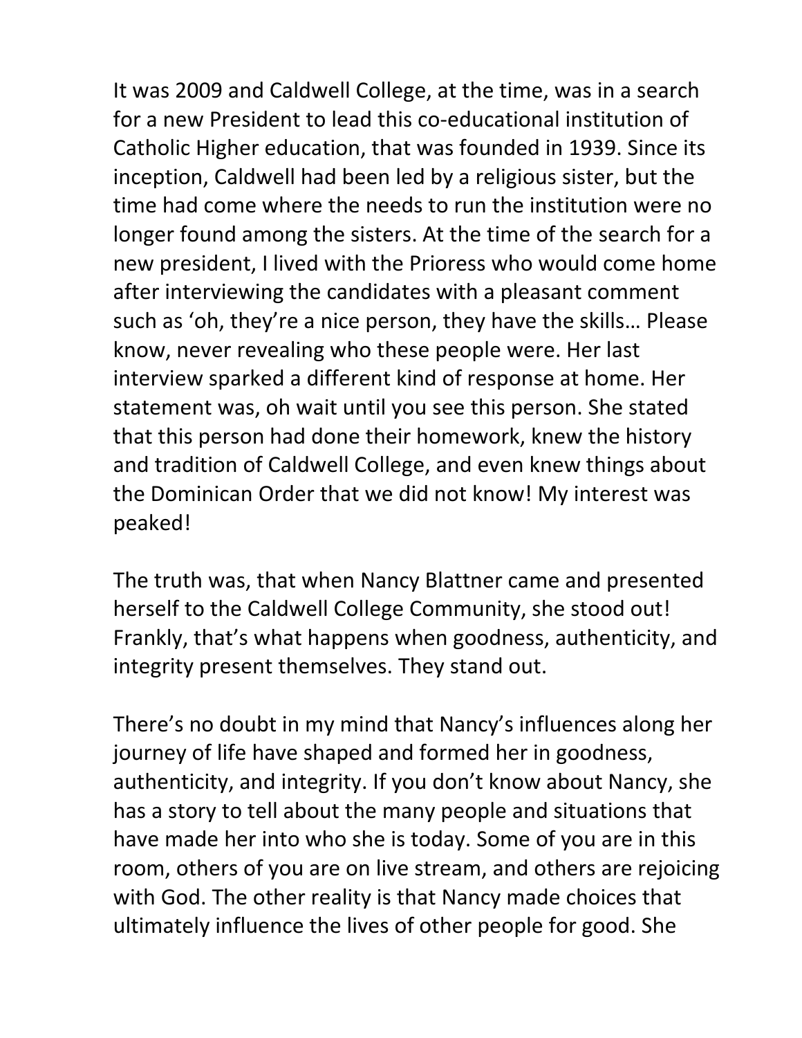It was 2009 and Caldwell College, at the time, was in a search for a new President to lead this co-educational institution of Catholic Higher education, that was founded in 1939. Since its inception, Caldwell had been led by a religious sister, but the time had come where the needs to run the institution were no longer found among the sisters. At the time of the search for a new president, I lived with the Prioress who would come home after interviewing the candidates with a pleasant comment such as 'oh, they're a nice person, they have the skills… Please know, never revealing who these people were. Her last interview sparked a different kind of response at home. Her statement was, oh wait until you see this person. She stated that this person had done their homework, knew the history and tradition of Caldwell College, and even knew things about the Dominican Order that we did not know! My interest was peaked!

The truth was, that when Nancy Blattner came and presented herself to the Caldwell College Community, she stood out! Frankly, that's what happens when goodness, authenticity, and integrity present themselves. They stand out.

There's no doubt in my mind that Nancy's influences along her journey of life have shaped and formed her in goodness, authenticity, and integrity. If you don't know about Nancy, she has a story to tell about the many people and situations that have made her into who she is today. Some of you are in this room, others of you are on live stream, and others are rejoicing with God. The other reality is that Nancy made choices that ultimately influence the lives of other people for good. She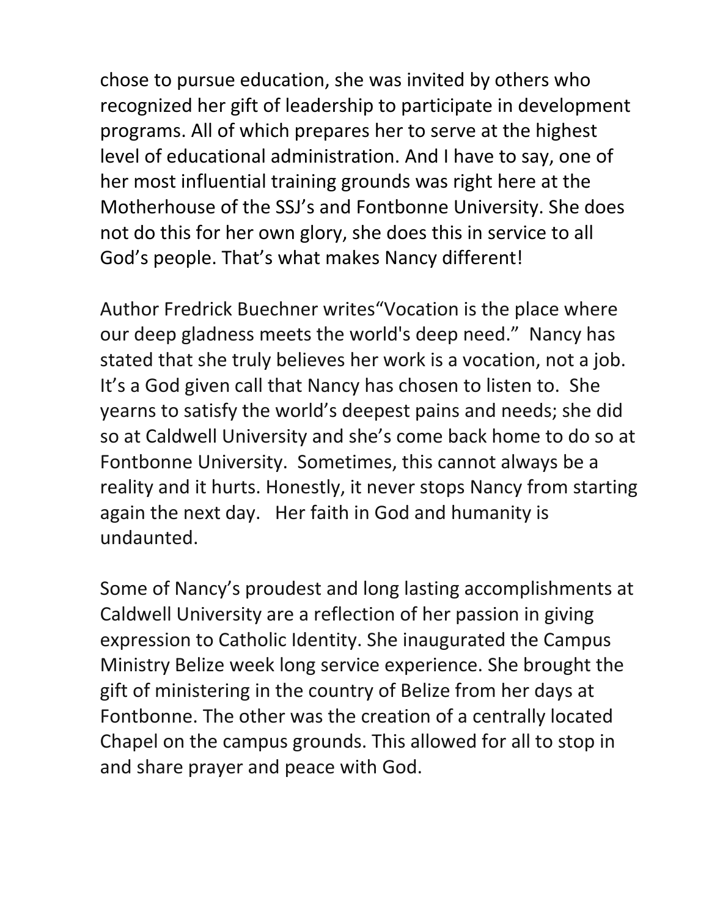chose to pursue education, she was invited by others who recognized her gift of leadership to participate in development programs. All of which prepares her to serve at the highest level of educational administration. And I have to say, one of her most influential training grounds was right here at the Motherhouse of the SSJ's and Fontbonne University. She does not do this for her own glory, she does this in service to all God's people. That's what makes Nancy different!

Author Fredrick Buechner writes"Vocation is the place where our deep gladness meets the world's deep need." Nancy has stated that she truly believes her work is a vocation, not a job. It's a God given call that Nancy has chosen to listen to. She yearns to satisfy the world's deepest pains and needs; she did so at Caldwell University and she's come back home to do so at Fontbonne University. Sometimes, this cannot always be a reality and it hurts. Honestly, it never stops Nancy from starting again the next day. Her faith in God and humanity is undaunted.

Some of Nancy's proudest and long lasting accomplishments at Caldwell University are a reflection of her passion in giving expression to Catholic Identity. She inaugurated the Campus Ministry Belize week long service experience. She brought the gift of ministering in the country of Belize from her days at Fontbonne. The other was the creation of a centrally located Chapel on the campus grounds. This allowed for all to stop in and share prayer and peace with God.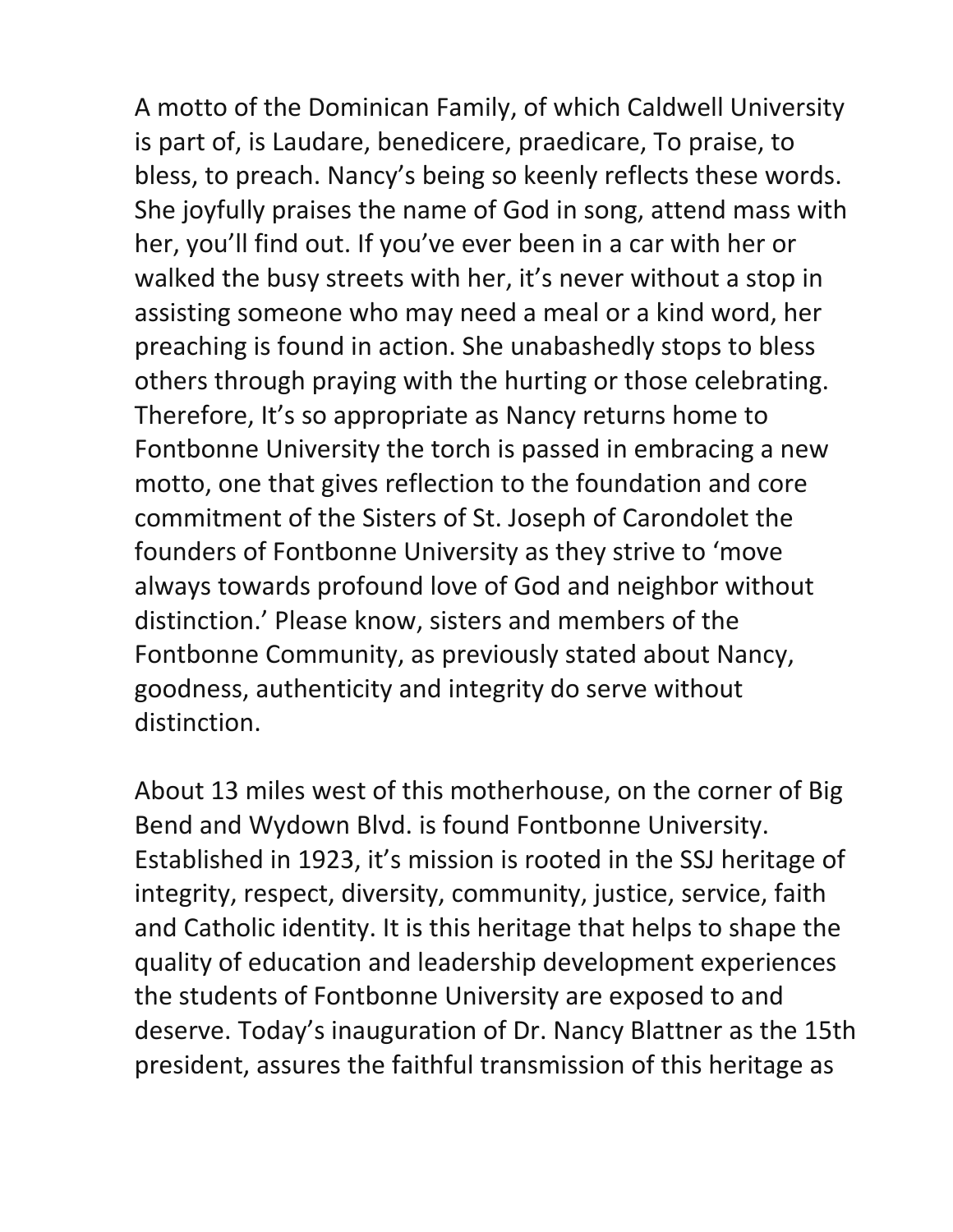A motto of the Dominican Family, of which Caldwell University is part of, is Laudare, benedicere, praedicare, To praise, to bless, to preach. Nancy's being so keenly reflects these words. She joyfully praises the name of God in song, attend mass with her, you'll find out. If you've ever been in a car with her or walked the busy streets with her, it's never without a stop in assisting someone who may need a meal or a kind word, her preaching is found in action. She unabashedly stops to bless others through praying with the hurting or those celebrating. Therefore, It's so appropriate as Nancy returns home to Fontbonne University the torch is passed in embracing a new motto, one that gives reflection to the foundation and core commitment of the Sisters of St. Joseph of Carondolet the founders of Fontbonne University as they strive to 'move always towards profound love of God and neighbor without distinction.' Please know, sisters and members of the Fontbonne Community, as previously stated about Nancy, goodness, authenticity and integrity do serve without distinction.

About 13 miles west of this motherhouse, on the corner of Big Bend and Wydown Blvd. is found Fontbonne University. Established in 1923, it's mission is rooted in the SSJ heritage of integrity, respect, diversity, community, justice, service, faith and Catholic identity. It is this heritage that helps to shape the quality of education and leadership development experiences the students of Fontbonne University are exposed to and deserve. Today's inauguration of Dr. Nancy Blattner as the 15th president, assures the faithful transmission of this heritage as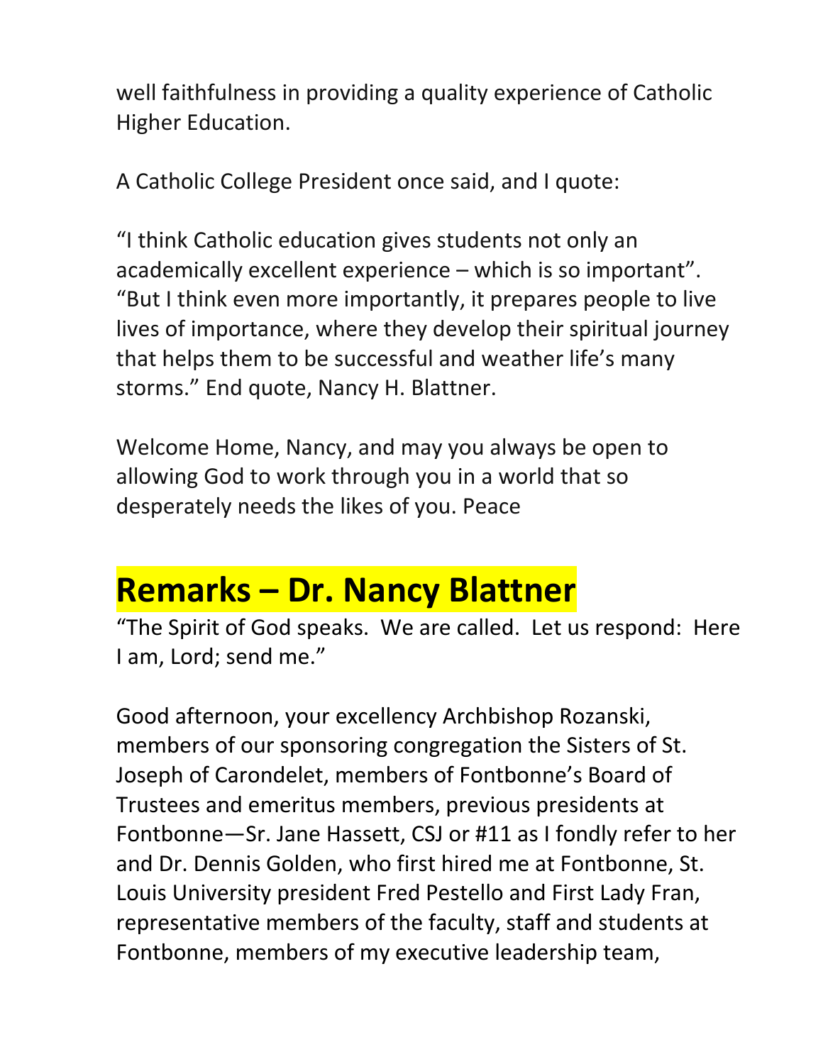well faithfulness in providing a quality experience of Catholic Higher Education.

A Catholic College President once said, and I quote:

"I think Catholic education gives students not only an academically excellent experience – which is so important". "But I think even more importantly, it prepares people to live lives of importance, where they develop their spiritual journey that helps them to be successful and weather life's many storms." End quote, Nancy H. Blattner.

Welcome Home, Nancy, and may you always be open to allowing God to work through you in a world that so desperately needs the likes of you. Peace

## Remarks – Dr. Nancy Blattner

"The Spirit of God speaks. We are called. Let us respond: Here I am, Lord; send me."

Good afternoon, your excellency Archbishop Rozanski, members of our sponsoring congregation the Sisters of St. Joseph of Carondelet, members of Fontbonne's Board of Trustees and emeritus members, previous presidents at Fontbonne—Sr. Jane Hassett, CSJ or #11 as I fondly refer to her and Dr. Dennis Golden, who first hired me at Fontbonne, St. Louis University president Fred Pestello and First Lady Fran, representative members of the faculty, staff and students at Fontbonne, members of my executive leadership team,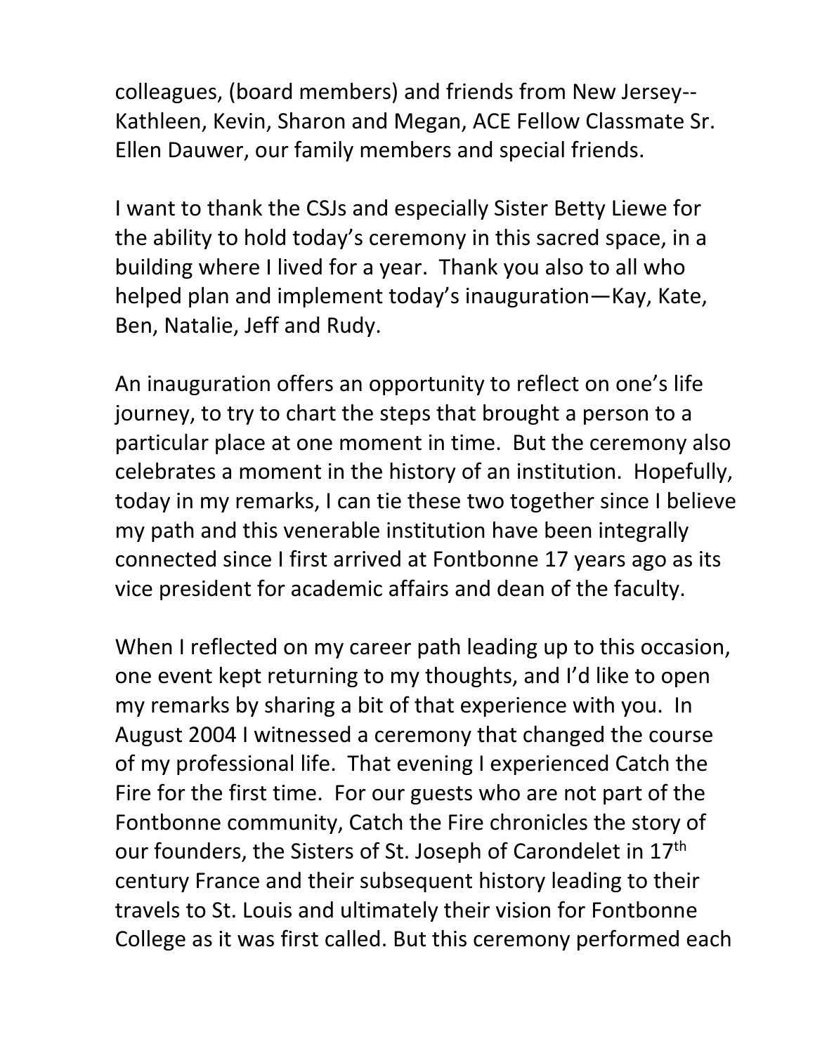colleagues, (board members) and friends from New Jersey--Kathleen, Kevin, Sharon and Megan, ACE Fellow Classmate Sr. Ellen Dauwer, our family members and special friends.

I want to thank the CSJs and especially Sister Betty Liewe for the ability to hold today's ceremony in this sacred space, in a building where I lived for a year. Thank you also to all who helped plan and implement today's inauguration—Kay, Kate, Ben, Natalie, Jeff and Rudy.

An inauguration offers an opportunity to reflect on one's life journey, to try to chart the steps that brought a person to a particular place at one moment in time. But the ceremony also celebrates a moment in the history of an institution. Hopefully, today in my remarks, I can tie these two together since I believe my path and this venerable institution have been integrally connected since I first arrived at Fontbonne 17 years ago as its vice president for academic affairs and dean of the faculty.

When I reflected on my career path leading up to this occasion, one event kept returning to my thoughts, and I'd like to open my remarks by sharing a bit of that experience with you. In August 2004 I witnessed a ceremony that changed the course of my professional life. That evening I experienced Catch the Fire for the first time. For our guests who are not part of the Fontbonne community, Catch the Fire chronicles the story of our founders, the Sisters of St. Joseph of Carondelet in 17th century France and their subsequent history leading to their travels to St. Louis and ultimately their vision for Fontbonne College as it was first called. But this ceremony performed each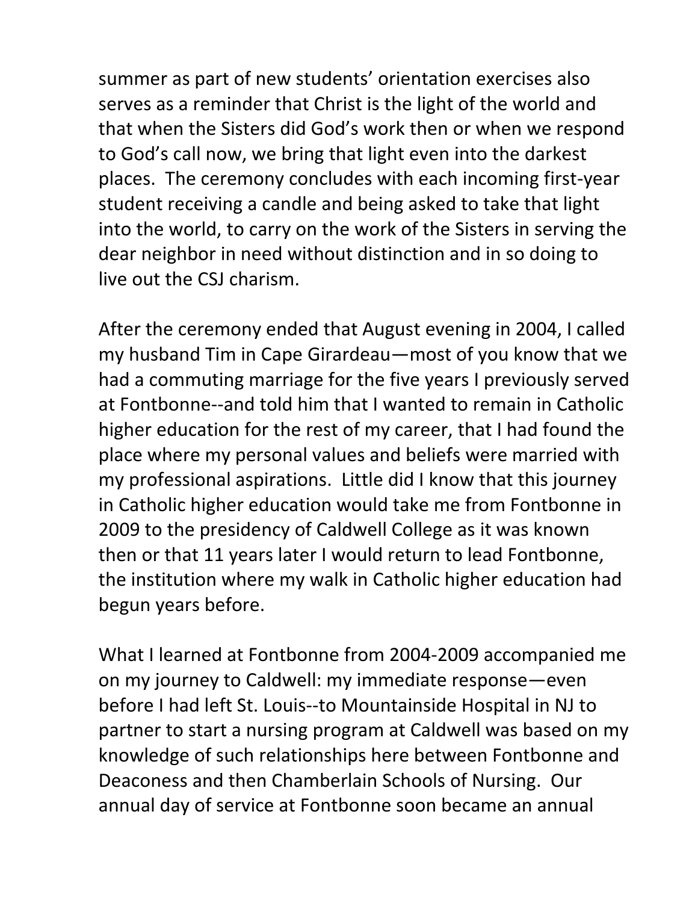summer as part of new students' orientation exercises also serves as a reminder that Christ is the light of the world and that when the Sisters did God's work then or when we respond to God's call now, we bring that light even into the darkest places. The ceremony concludes with each incoming first-year student receiving a candle and being asked to take that light into the world, to carry on the work of the Sisters in serving the dear neighbor in need without distinction and in so doing to live out the CSJ charism.

After the ceremony ended that August evening in 2004, I called my husband Tim in Cape Girardeau—most of you know that we had a commuting marriage for the five years I previously served at Fontbonne--and told him that I wanted to remain in Catholic higher education for the rest of my career, that I had found the place where my personal values and beliefs were married with my professional aspirations. Little did I know that this journey in Catholic higher education would take me from Fontbonne in 2009 to the presidency of Caldwell College as it was known then or that 11 years later I would return to lead Fontbonne, the institution where my walk in Catholic higher education had begun years before.

What I learned at Fontbonne from 2004-2009 accompanied me on my journey to Caldwell: my immediate response—even before I had left St. Louis--to Mountainside Hospital in NJ to partner to start a nursing program at Caldwell was based on my knowledge of such relationships here between Fontbonne and Deaconess and then Chamberlain Schools of Nursing. Our annual day of service at Fontbonne soon became an annual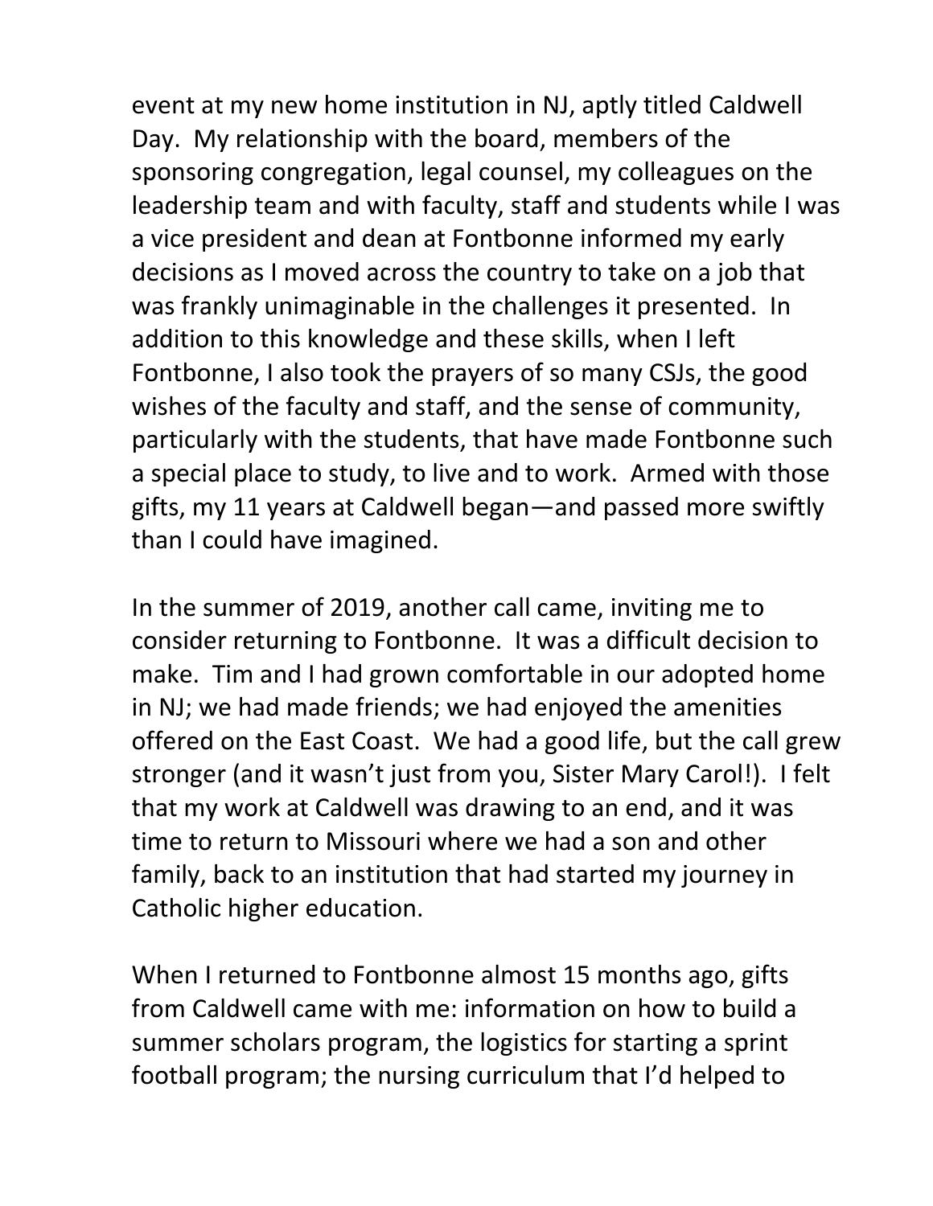event at my new home institution in NJ, aptly titled Caldwell Day. My relationship with the board, members of the sponsoring congregation, legal counsel, my colleagues on the leadership team and with faculty, staff and students while I was a vice president and dean at Fontbonne informed my early decisions as I moved across the country to take on a job that was frankly unimaginable in the challenges it presented. In addition to this knowledge and these skills, when I left Fontbonne, I also took the prayers of so many CSJs, the good wishes of the faculty and staff, and the sense of community, particularly with the students, that have made Fontbonne such a special place to study, to live and to work. Armed with those gifts, my 11 years at Caldwell began—and passed more swiftly than I could have imagined.

In the summer of 2019, another call came, inviting me to consider returning to Fontbonne. It was a difficult decision to make. Tim and I had grown comfortable in our adopted home in NJ; we had made friends; we had enjoyed the amenities offered on the East Coast. We had a good life, but the call grew stronger (and it wasn't just from you, Sister Mary Carol!). I felt that my work at Caldwell was drawing to an end, and it was time to return to Missouri where we had a son and other family, back to an institution that had started my journey in Catholic higher education.

When I returned to Fontbonne almost 15 months ago, gifts from Caldwell came with me: information on how to build a summer scholars program, the logistics for starting a sprint football program; the nursing curriculum that I'd helped to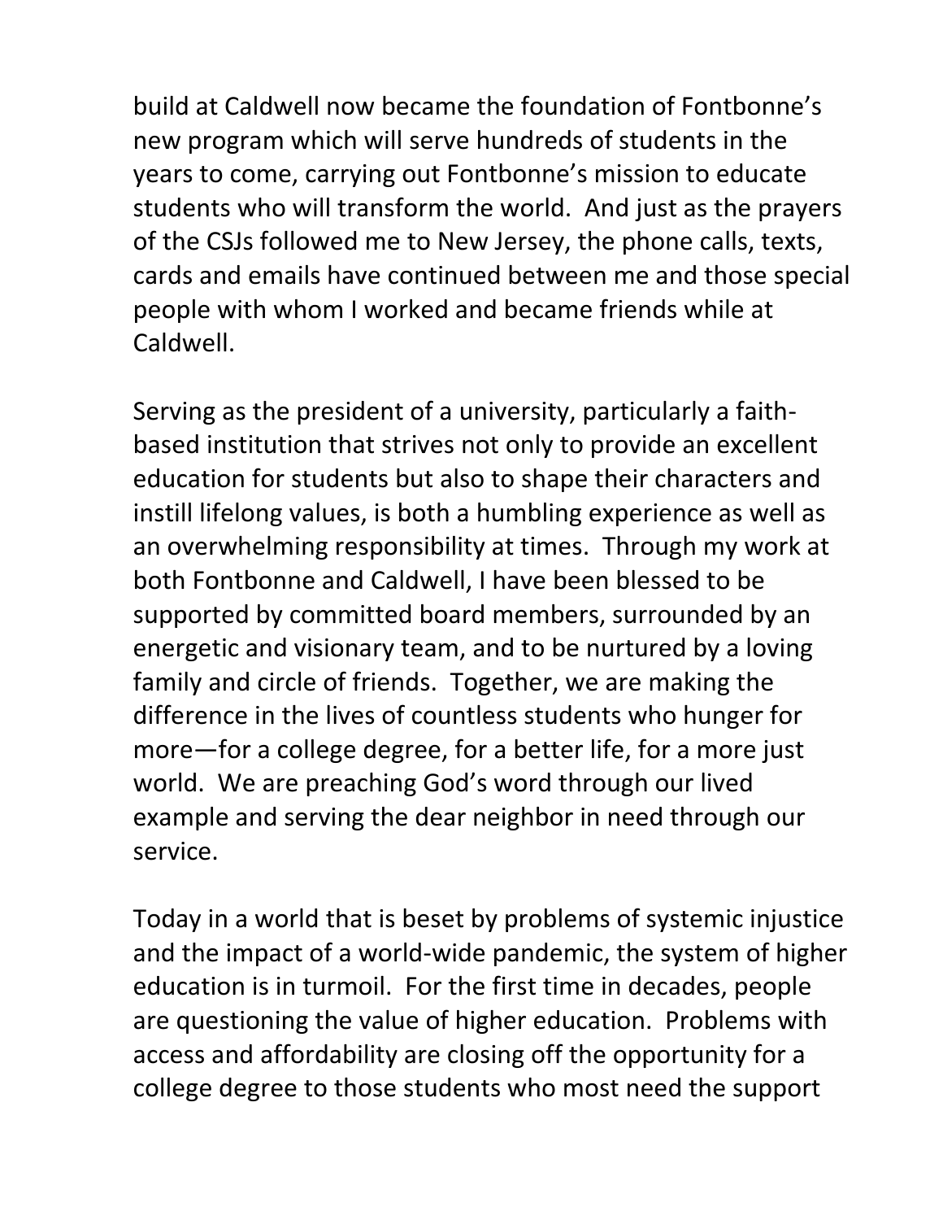build at Caldwell now became the foundation of Fontbonne's new program which will serve hundreds of students in the years to come, carrying out Fontbonne's mission to educate students who will transform the world. And just as the prayers of the CSJs followed me to New Jersey, the phone calls, texts, cards and emails have continued between me and those special people with whom I worked and became friends while at Caldwell.

Serving as the president of a university, particularly a faith-based institution that strives not only to provide an excellent education for students but also to shape their characters and instill lifelong values, is both a humbling experience as well as an overwhelming responsibility at times. Through my work at both Fontbonne and Caldwell, I have been blessed to be supported by committed board members, surrounded by an energetic and visionary team, and to be nurtured by a loving family and circle of friends. Together, we are making the difference in the lives of countless students who hunger for more—for a college degree, for a better life, for a more just world. We are preaching God's word through our lived example and serving the dear neighbor in need through our service.

Today in a world that is beset by problems of systemic injustice and the impact of a world-wide pandemic, the system of higher education is in turmoil. For the first time in decades, people are questioning the value of higher education. Problems with access and affordability are closing off the opportunity for a college degree to those students who most need the support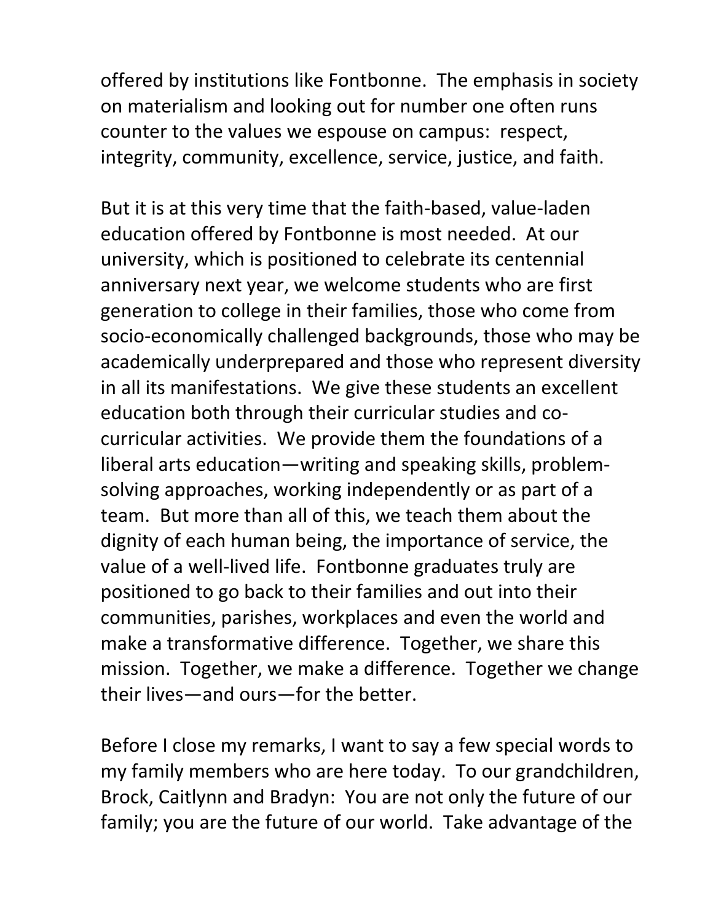offered by institutions like Fontbonne. The emphasis in society on materialism and looking out for number one often runs counter to the values we espouse on campus: respect, integrity, community, excellence, service, justice, and faith.

But it is at this very time that the faith-based, value-laden education offered by Fontbonne is most needed. At our university, which is positioned to celebrate its centennial anniversary next year, we welcome students who are first generation to college in their families, those who come from socio-economically challenged backgrounds, those who may be academically underprepared and those who represent diversity in all its manifestations. We give these students an excellent education both through their curricular studies and co-curricular activities. We provide them the foundations of a liberal arts education—writing and speaking skills, problem-solving approaches, working independently or as part of a team. But more than all of this, we teach them about the dignity of each human being, the importance of service, the value of a well-lived life. Fontbonne graduates truly are positioned to go back to their families and out into their communities, parishes, workplaces and even the world and make a transformative difference. Together, we share this mission. Together, we make a difference. Together we change their lives—and ours—for the better.

Before I close my remarks, I want to say a few special words to my family members who are here today. To our grandchildren, Brock, Caitlynn and Bradyn: You are not only the future of our family; you are the future of our world. Take advantage of the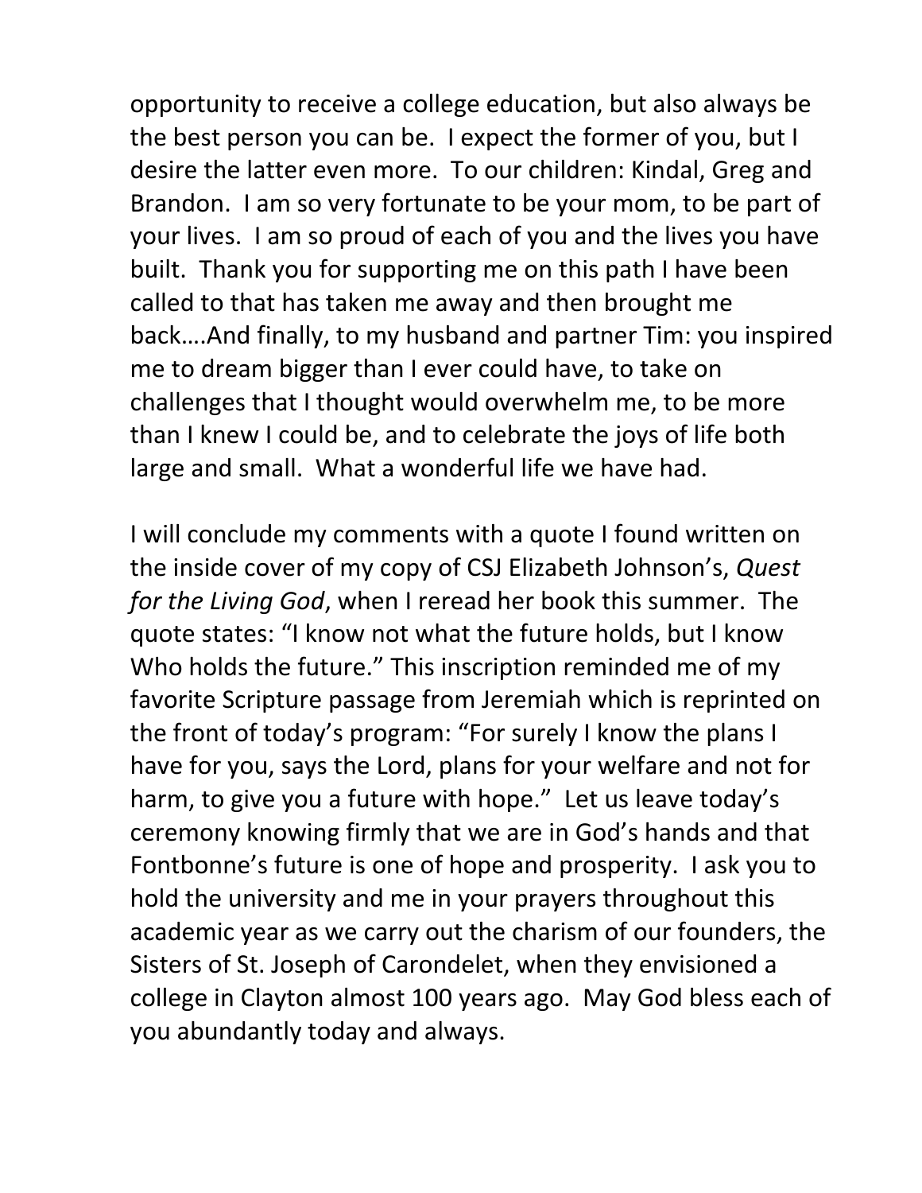opportunity to receive a college education, but also always be the best person you can be. I expect the former of you, but I desire the latter even more. To our children: Kindal, Greg and Brandon. I am so very fortunate to be your mom, to be part of your lives. I am so proud of each of you and the lives you have built. Thank you for supporting me on this path I have been called to that has taken me away and then brought me back….And finally, to my husband and partner Tim: you inspired me to dream bigger than I ever could have, to take on challenges that I thought would overwhelm me, to be more than I knew I could be, and to celebrate the joys of life both large and small. What a wonderful life we have had.

I will conclude my comments with a quote I found written on the inside cover of my copy of CSJ Elizabeth Johnson's, *Quest for the Living God*, when I reread her book this summer. The quote states: "I know not what the future holds, but I know Who holds the future." This inscription reminded me of my favorite Scripture passage from Jeremiah which is reprinted on the front of today's program: "For surely I know the plans I have for you, says the Lord, plans for your welfare and not for harm, to give you a future with hope." Let us leave today's ceremony knowing firmly that we are in God's hands and that Fontbonne's future is one of hope and prosperity. I ask you to hold the university and me in your prayers throughout this academic year as we carry out the charism of our founders, the Sisters of St. Joseph of Carondelet, when they envisioned a college in Clayton almost 100 years ago. May God bless each of you abundantly today and always.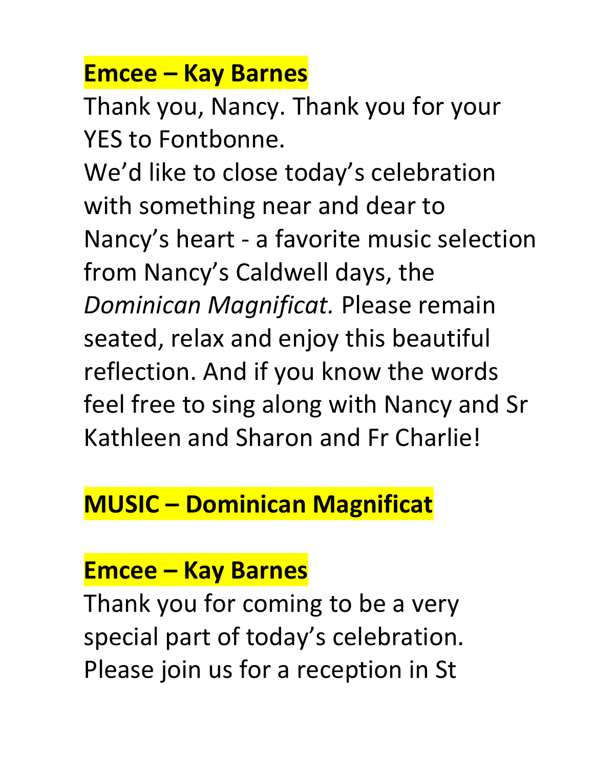**Emcee – Kay Barnes**

Thank you, Nancy. Thank you for your YES to Fontbonne.

We'd like to close today's celebration with something near and dear to Nancy's heart - a favorite music selection from Nancy's Caldwell days, the *Dominican Magnificat.* Please remain seated, relax and enjoy this beautiful reflection. And if you know the words feel free to sing along with Nancy and Sr Kathleen and Sharon and Fr Charlie!

**MUSIC – Dominican Magnificat**

**Emcee – Kay Barnes**

Thank you for coming to be a very special part of today's celebration. Please join us for a reception in St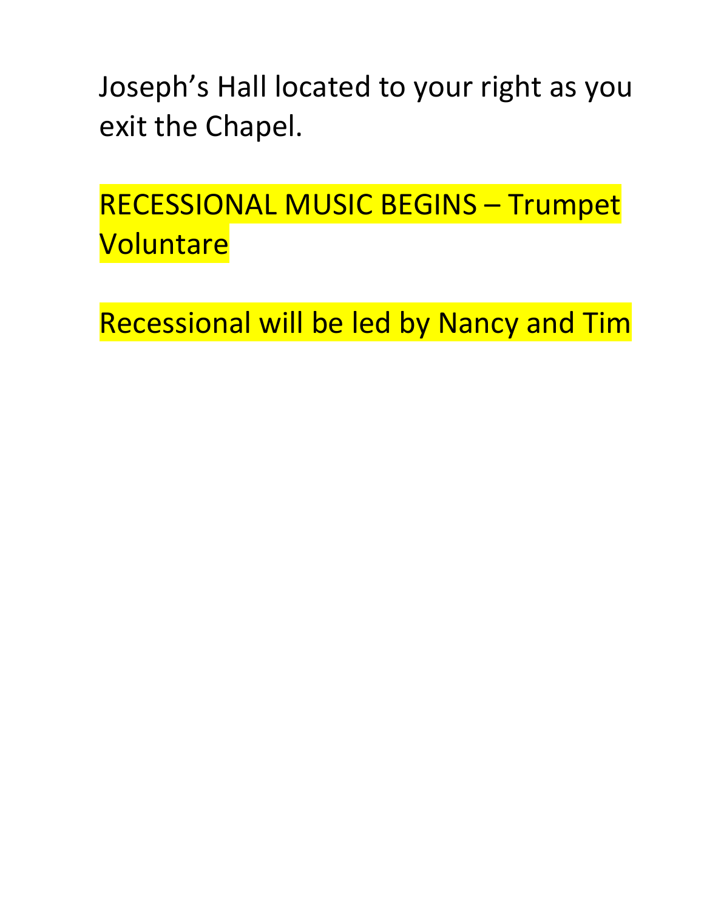Joseph's Hall located to your right as you exit the Chapel.

RECESSIONAL MUSIC BEGINS – Trumpet Voluntare

Recessional will be led by Nancy and Tim